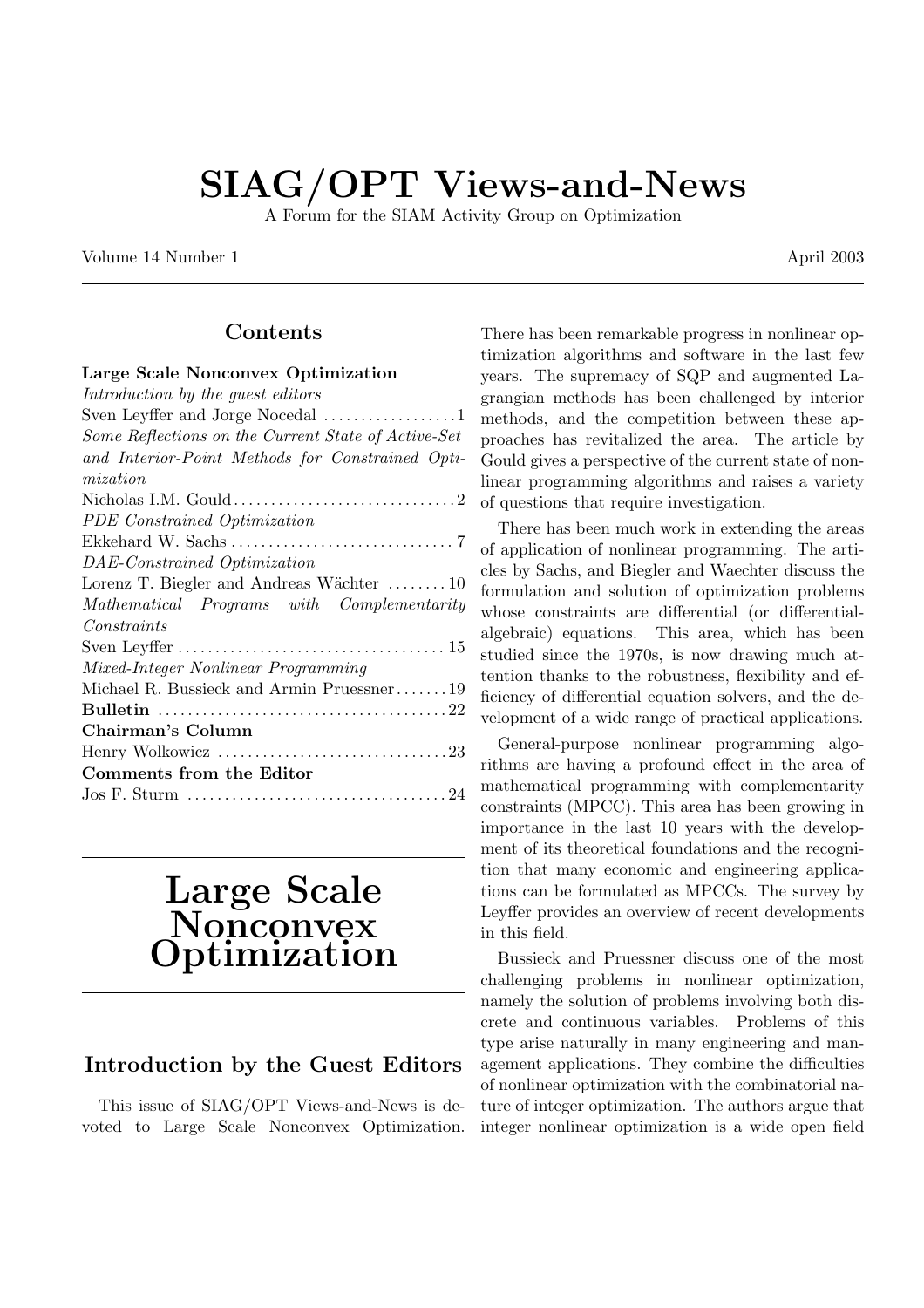// SIAG/OPT Views-and-News

A Forum for the SIAM Activity Group on Optimization

Volume 14 Number 1 April 2003

## Contents

**Large Scale Nonconvex Optimization**
*Introduction by the guest editors*
Sven Leyffer and Jorge Nocedal ..................1
*Some Reflections on the Current State of Active-Set and Interior-Point Methods for Constrained Optimization*
Nicholas I.M. Gould ..............................2
*PDE Constrained Optimization*
Ekkehard W. Sachs ..............................7
*DAE-Constrained Optimization*
Lorenz T. Biegler and Andreas Wächter ........10
*Mathematical Programs with Complementarity Constraints*
Sven Leyffer ....................................15
*Mixed-Integer Nonlinear Programming*
Michael R. Bussieck and Armin Pruessner.......19
**Bulletin** .......................................22
**Chairman's Column**
Henry Wolkowicz ...............................23
**Comments from the Editor**
Jos F. Sturm ...................................24

# Large Scale Nonconvex Optimization

## Introduction by the Guest Editors

This issue of SIAG/OPT Views-and-News is devoted to Large Scale Nonconvex Optimization. There has been remarkable progress in nonlinear optimization algorithms and software in the last few years. The supremacy of SQP and augmented Lagrangian methods has been challenged by interior methods, and the competition between these approaches has revitalized the area. The article by Gould gives a perspective of the current state of nonlinear programming algorithms and raises a variety of questions that require investigation.

There has been much work in extending the areas of application of nonlinear programming. The articles by Sachs, and Biegler and Waechter discuss the formulation and solution of optimization problems whose constraints are differential (or differential-algebraic) equations. This area, which has been studied since the 1970s, is now drawing much attention thanks to the robustness, flexibility and efficiency of differential equation solvers, and the development of a wide range of practical applications.

General-purpose nonlinear programming algorithms are having a profound effect in the area of mathematical programming with complementarity constraints (MPCC). This area has been growing in importance in the last 10 years with the development of its theoretical foundations and the recognition that many economic and engineering applications can be formulated as MPCCs. The survey by Leyffer provides an overview of recent developments in this field.

Bussieck and Pruessner discuss one of the most challenging problems in nonlinear optimization, namely the solution of problems involving both discrete and continuous variables. Problems of this type arise naturally in many engineering and management applications. They combine the difficulties of nonlinear optimization with the combinatorial nature of integer optimization. The authors argue that integer nonlinear optimization is a wide open field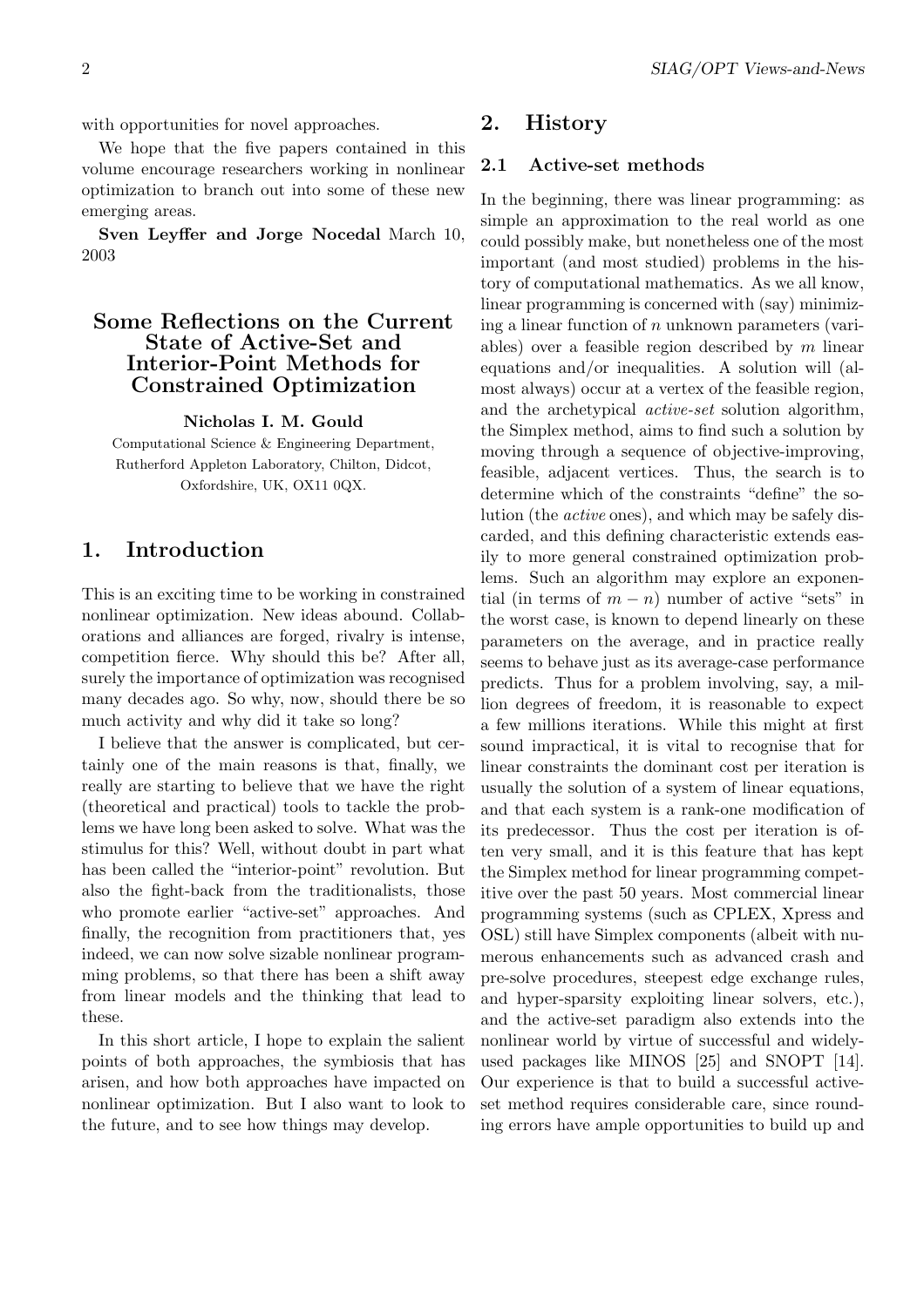with opportunities for novel approaches.

We hope that the five papers contained in this volume encourage researchers working in nonlinear optimization to branch out into some of these new emerging areas.

**Sven Leyffer and Jorge Nocedal** March 10, 2003

## Some Reflections on the Current State of Active-Set and Interior-Point Methods for Constrained Optimization

**Nicholas I. M. Gould**

Computational Science & Engineering Department, Rutherford Appleton Laboratory, Chilton, Didcot, Oxfordshire, UK, OX11 0QX.

## 1. Introduction

This is an exciting time to be working in constrained nonlinear optimization. New ideas abound. Collaborations and alliances are forged, rivalry is intense, competition fierce. Why should this be? After all, surely the importance of optimization was recognised many decades ago. So why, now, should there be so much activity and why did it take so long?

I believe that the answer is complicated, but certainly one of the main reasons is that, finally, we really are starting to believe that we have the right (theoretical and practical) tools to tackle the problems we have long been asked to solve. What was the stimulus for this? Well, without doubt in part what has been called the "interior-point" revolution. But also the fight-back from the traditionalists, those who promote earlier "active-set" approaches. And finally, the recognition from practitioners that, yes indeed, we can now solve sizable nonlinear programming problems, so that there has been a shift away from linear models and the thinking that lead to these.

In this short article, I hope to explain the salient points of both approaches, the symbiosis that has arisen, and how both approaches have impacted on nonlinear optimization. But I also want to look to the future, and to see how things may develop.

## 2. History

### 2.1 Active-set methods

In the beginning, there was linear programming: as simple an approximation to the real world as one could possibly make, but nonetheless one of the most important (and most studied) problems in the history of computational mathematics. As we all know, linear programming is concerned with (say) minimizing a linear function of $n$ unknown parameters (variables) over a feasible region described by $m$ linear equations and/or inequalities. A solution will (almost always) occur at a vertex of the feasible region, and the archetypical *active-set* solution algorithm, the Simplex method, aims to find such a solution by moving through a sequence of objective-improving, feasible, adjacent vertices. Thus, the search is to determine which of the constraints "define" the solution (the *active* ones), and which may be safely discarded, and this defining characteristic extends easily to more general constrained optimization problems. Such an algorithm may explore an exponential (in terms of $m-n$) number of active "sets" in the worst case, is known to depend linearly on these parameters on the average, and in practice really seems to behave just as its average-case performance predicts. Thus for a problem involving, say, a million degrees of freedom, it is reasonable to expect a few millions iterations. While this might at first sound impractical, it is vital to recognise that for linear constraints the dominant cost per iteration is usually the solution of a system of linear equations, and that each system is a rank-one modification of its predecessor. Thus the cost per iteration is often very small, and it is this feature that has kept the Simplex method for linear programming competitive over the past 50 years. Most commercial linear programming systems (such as CPLEX, Xpress and OSL) still have Simplex components (albeit with numerous enhancements such as advanced crash and pre-solve procedures, steepest edge exchange rules, and hyper-sparsity exploiting linear solvers, etc.), and the active-set paradigm also extends into the nonlinear world by virtue of successful and widely-used packages like MINOS [25] and SNOPT [14]. Our experience is that to build a successful active-set method requires considerable care, since rounding errors have ample opportunities to build up and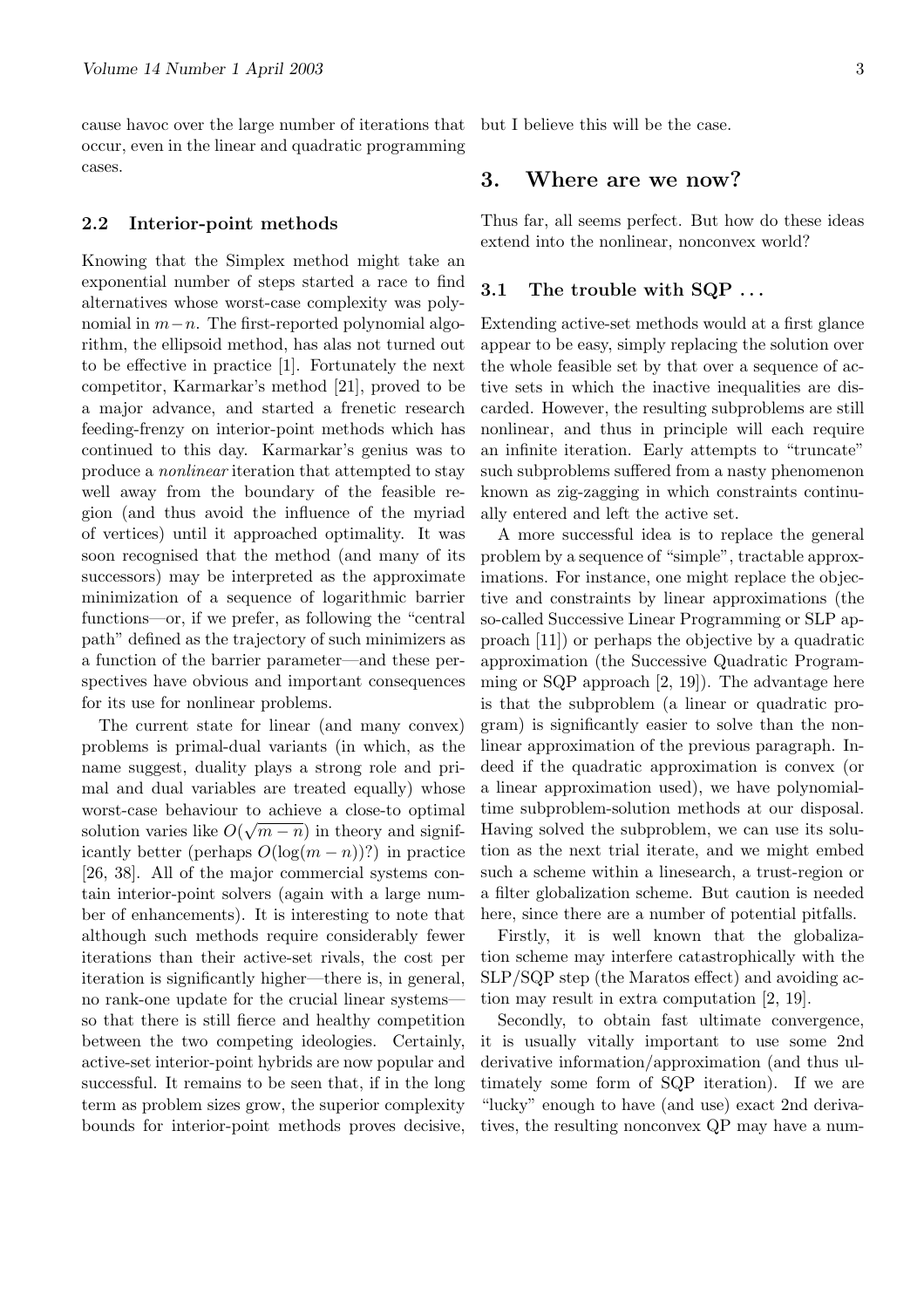cause havoc over the large number of iterations that occur, even in the linear and quadratic programming cases.

### 2.2 Interior-point methods

Knowing that the Simplex method might take an exponential number of steps started a race to find alternatives whose worst-case complexity was polynomial in $m-n$. The first-reported polynomial algorithm, the ellipsoid method, has alas not turned out to be effective in practice [1]. Fortunately the next competitor, Karmarkar's method [21], proved to be a major advance, and started a frenetic research feeding-frenzy on interior-point methods which has continued to this day. Karmarkar's genius was to produce a *nonlinear* iteration that attempted to stay well away from the boundary of the feasible region (and thus avoid the influence of the myriad of vertices) until it approached optimality. It was soon recognised that the method (and many of its successors) may be interpreted as the approximate minimization of a sequence of logarithmic barrier functions—or, if we prefer, as following the "central path" defined as the trajectory of such minimizers as a function of the barrier parameter—and these perspectives have obvious and important consequences for its use for nonlinear problems.

The current state for linear (and many convex) problems is primal-dual variants (in which, as the name suggest, duality plays a strong role and primal and dual variables are treated equally) whose worst-case behaviour to achieve a close-to optimal solution varies like $O(\sqrt{m-n})$ in theory and significantly better (perhaps $O(\log(m-n))$?) in practice [26, 38]. All of the major commercial systems contain interior-point solvers (again with a large number of enhancements). It is interesting to note that although such methods require considerably fewer iterations than their active-set rivals, the cost per iteration is significantly higher—there is, in general, no rank-one update for the crucial linear systems—so that there is still fierce and healthy competition between the two competing ideologies. Certainly, active-set interior-point hybrids are now popular and successful. It remains to be seen that, if in the long term as problem sizes grow, the superior complexity bounds for interior-point methods proves decisive, but I believe this will be the case.

## 3. Where are we now?

Thus far, all seems perfect. But how do these ideas extend into the nonlinear, nonconvex world?

### 3.1 The trouble with SQP ...

Extending active-set methods would at a first glance appear to be easy, simply replacing the solution over the whole feasible set by that over a sequence of active sets in which the inactive inequalities are discarded. However, the resulting subproblems are still nonlinear, and thus in principle will each require an infinite iteration. Early attempts to "truncate" such subproblems suffered from a nasty phenomenon known as zig-zagging in which constraints continually entered and left the active set.

A more successful idea is to replace the general problem by a sequence of "simple", tractable approximations. For instance, one might replace the objective and constraints by linear approximations (the so-called Successive Linear Programming or SLP approach [11]) or perhaps the objective by a quadratic approximation (the Successive Quadratic Programming or SQP approach [2, 19]). The advantage here is that the subproblem (a linear or quadratic program) is significantly easier to solve than the nonlinear approximation of the previous paragraph. Indeed if the quadratic approximation is convex (or a linear approximation used), we have polynomial-time subproblem-solution methods at our disposal. Having solved the subproblem, we can use its solution as the next trial iterate, and we might embed such a scheme within a linesearch, a trust-region or a filter globalization scheme. But caution is needed here, since there are a number of potential pitfalls.

Firstly, it is well known that the globalization scheme may interfere catastrophically with the SLP/SQP step (the Maratos effect) and avoiding action may result in extra computation [2, 19].

Secondly, to obtain fast ultimate convergence, it is usually vitally important to use some 2nd derivative information/approximation (and thus ultimately some form of SQP iteration). If we are "lucky" enough to have (and use) exact 2nd derivatives, the resulting nonconvex QP may have a num-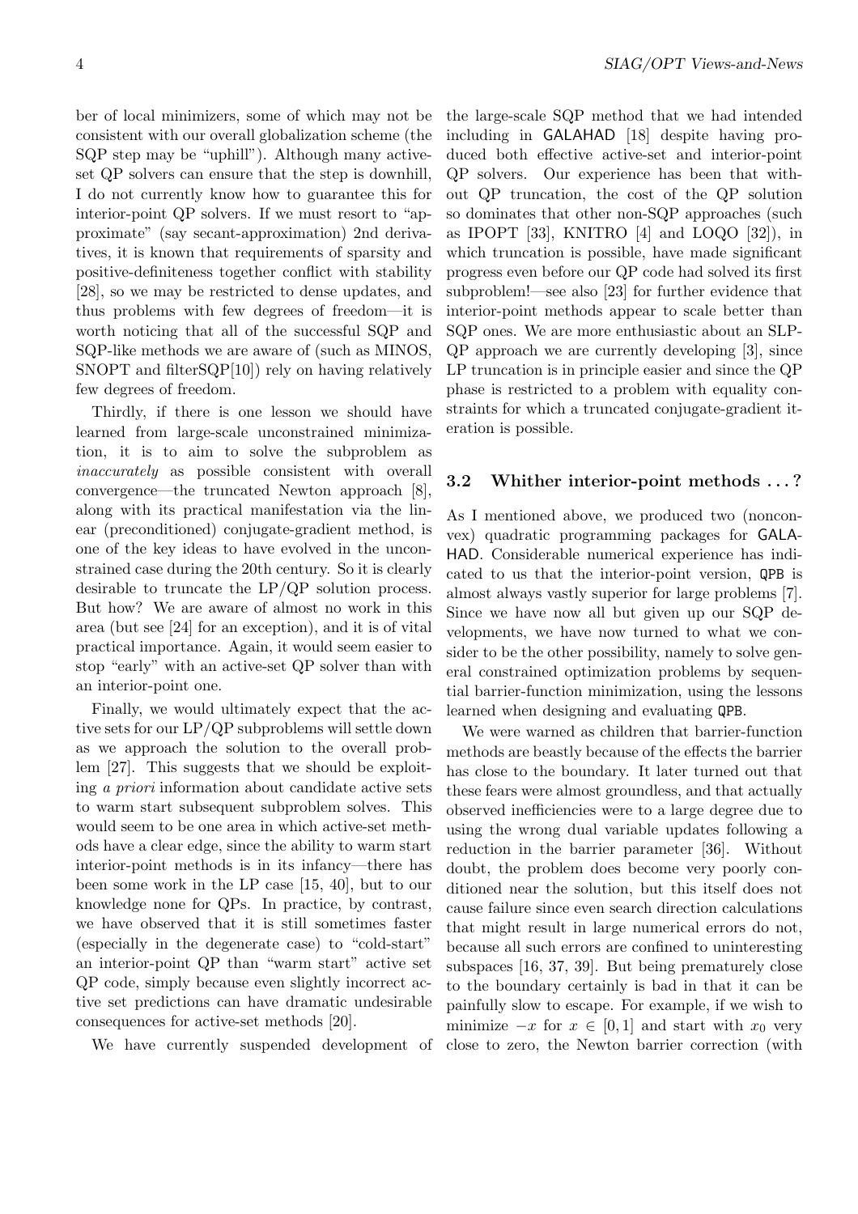ber of local minimizers, some of which may not be consistent with our overall globalization scheme (the SQP step may be "uphill"). Although many active-set QP solvers can ensure that the step is downhill, I do not currently know how to guarantee this for interior-point QP solvers. If we must resort to "approximate" (say secant-approximation) 2nd derivatives, it is known that requirements of sparsity and positive-definiteness together conflict with stability [28], so we may be restricted to dense updates, and thus problems with few degrees of freedom—it is worth noticing that all of the successful SQP and SQP-like methods we are aware of (such as MINOS, SNOPT and filterSQP[10]) rely on having relatively few degrees of freedom.

Thirdly, if there is one lesson we should have learned from large-scale unconstrained minimization, it is to aim to solve the subproblem as *inaccurately* as possible consistent with overall convergence—the truncated Newton approach [8], along with its practical manifestation via the linear (preconditioned) conjugate-gradient method, is one of the key ideas to have evolved in the unconstrained case during the 20th century. So it is clearly desirable to truncate the LP/QP solution process. But how? We are aware of almost no work in this area (but see [24] for an exception), and it is of vital practical importance. Again, it would seem easier to stop "early" with an active-set QP solver than with an interior-point one.

Finally, we would ultimately expect that the active sets for our LP/QP subproblems will settle down as we approach the solution to the overall problem [27]. This suggests that we should be exploiting *a priori* information about candidate active sets to warm start subsequent subproblem solves. This would seem to be one area in which active-set methods have a clear edge, since the ability to warm start interior-point methods is in its infancy—there has been some work in the LP case [15, 40], but to our knowledge none for QPs. In practice, by contrast, we have observed that it is still sometimes faster (especially in the degenerate case) to "cold-start" an interior-point QP than "warm start" active set QP code, simply because even slightly incorrect active set predictions can have dramatic undesirable consequences for active-set methods [20].

We have currently suspended development of the large-scale SQP method that we had intended including in GALAHAD [18] despite having produced both effective active-set and interior-point QP solvers. Our experience has been that without QP truncation, the cost of the QP solution so dominates that other non-SQP approaches (such as IPOPT [33], KNITRO [4] and LOQO [32]), in which truncation is possible, have made significant progress even before our QP code had solved its first subproblem!—see also [23] for further evidence that interior-point methods appear to scale better than SQP ones. We are more enthusiastic about an SLP-QP approach we are currently developing [3], since LP truncation is in principle easier and since the QP phase is restricted to a problem with equality constraints for which a truncated conjugate-gradient iteration is possible.

### 3.2 Whither interior-point methods . . . ?

As I mentioned above, we produced two (nonconvex) quadratic programming packages for GALAHAD. Considerable numerical experience has indicated to us that the interior-point version, `QPB` is almost always vastly superior for large problems [7]. Since we have now all but given up our SQP developments, we have now turned to what we consider to be the other possibility, namely to solve general constrained optimization problems by sequential barrier-function minimization, using the lessons learned when designing and evaluating `QPB`.

We were warned as children that barrier-function methods are beastly because of the effects the barrier has close to the boundary. It later turned out that these fears were almost groundless, and that actually observed inefficiencies were to a large degree due to using the wrong dual variable updates following a reduction in the barrier parameter [36]. Without doubt, the problem does become very poorly conditioned near the solution, but this itself does not cause failure since even search direction calculations that might result in large numerical errors do not, because all such errors are confined to uninteresting subspaces [16, 37, 39]. But being prematurely close to the boundary certainly is bad in that it can be painfully slow to escape. For example, if we wish to minimize $-x$ for $x \in [0, 1]$ and start with $x_0$ very close to zero, the Newton barrier correction (with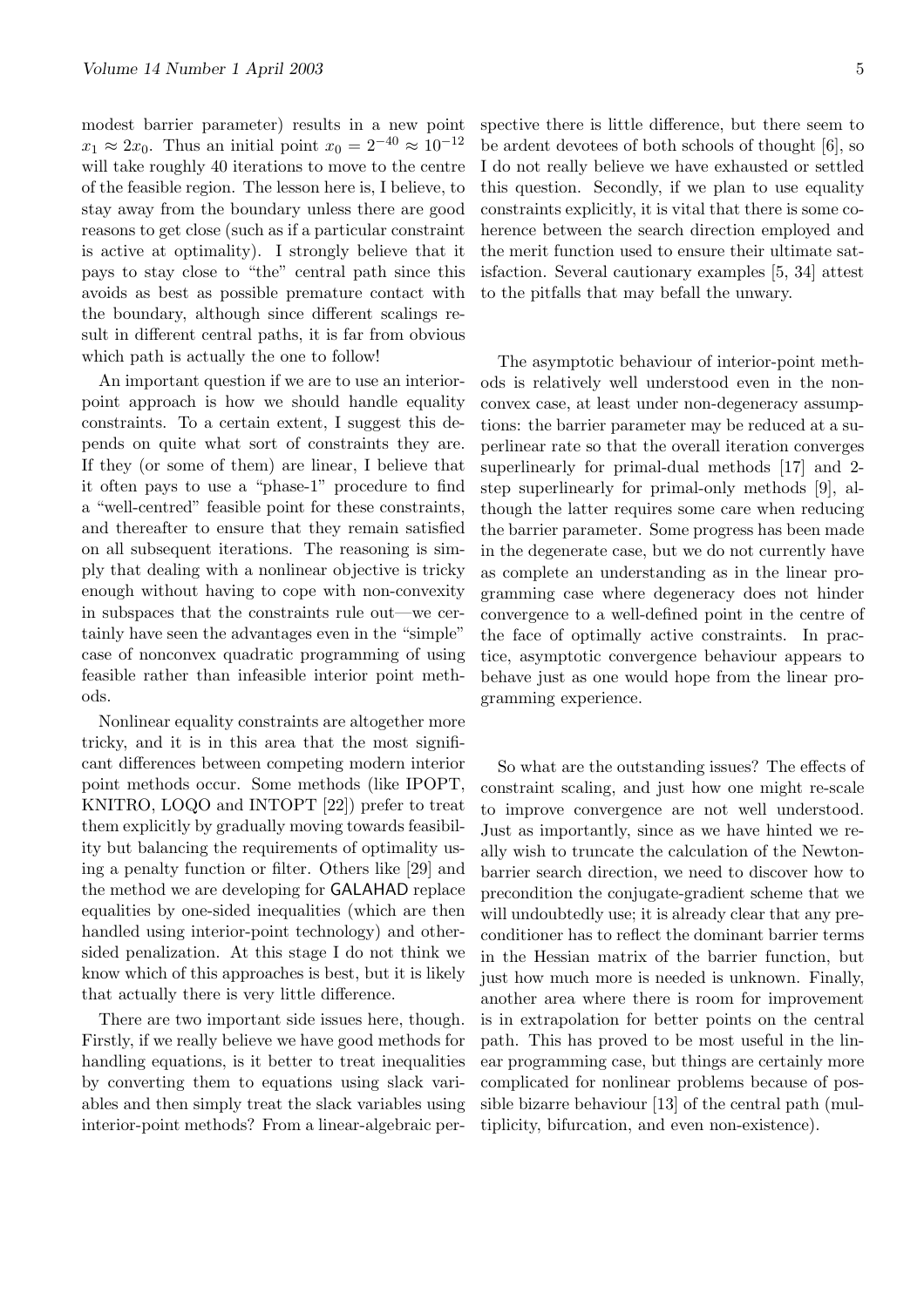modest barrier parameter) results in a new point $x_1 \approx 2x_0$. Thus an initial point $x_0 = 2^{-40} \approx 10^{-12}$ will take roughly 40 iterations to move to the centre of the feasible region. The lesson here is, I believe, to stay away from the boundary unless there are good reasons to get close (such as if a particular constraint is active at optimality). I strongly believe that it pays to stay close to "the" central path since this avoids as best as possible premature contact with the boundary, although since different scalings result in different central paths, it is far from obvious which path is actually the one to follow!

An important question if we are to use an interior-point approach is how we should handle equality constraints. To a certain extent, I suggest this depends on quite what sort of constraints they are. If they (or some of them) are linear, I believe that it often pays to use a "phase-1" procedure to find a "well-centred" feasible point for these constraints, and thereafter to ensure that they remain satisfied on all subsequent iterations. The reasoning is simply that dealing with a nonlinear objective is tricky enough without having to cope with non-convexity in subspaces that the constraints rule out—we certainly have seen the advantages even in the "simple" case of nonconvex quadratic programming of using feasible rather than infeasible interior point methods.

Nonlinear equality constraints are altogether more tricky, and it is in this area that the most significant differences between competing modern interior point methods occur. Some methods (like IPOPT, KNITRO, LOQO and INTOPT [22]) prefer to treat them explicitly by gradually moving towards feasibility but balancing the requirements of optimality using a penalty function or filter. Others like [29] and the method we are developing for GALAHAD replace equalities by one-sided inequalities (which are then handled using interior-point technology) and other-sided penalization. At this stage I do not think we know which of this approaches is best, but it is likely that actually there is very little difference.

There are two important side issues here, though. Firstly, if we really believe we have good methods for handling equations, is it better to treat inequalities by converting them to equations using slack variables and then simply treat the slack variables using interior-point methods? From a linear-algebraic perspective there is little difference, but there seem to be ardent devotees of both schools of thought [6], so I do not really believe we have exhausted or settled this question. Secondly, if we plan to use equality constraints explicitly, it is vital that there is some coherence between the search direction employed and the merit function used to ensure their ultimate satisfaction. Several cautionary examples [5, 34] attest to the pitfalls that may befall the unwary.

The asymptotic behaviour of interior-point methods is relatively well understood even in the nonconvex case, at least under non-degeneracy assumptions: the barrier parameter may be reduced at a superlinear rate so that the overall iteration converges superlinearly for primal-dual methods [17] and 2-step superlinearly for primal-only methods [9], although the latter requires some care when reducing the barrier parameter. Some progress has been made in the degenerate case, but we do not currently have as complete an understanding as in the linear programming case where degeneracy does not hinder convergence to a well-defined point in the centre of the face of optimally active constraints. In practice, asymptotic convergence behaviour appears to behave just as one would hope from the linear programming experience.

So what are the outstanding issues? The effects of constraint scaling, and just how one might re-scale to improve convergence are not well understood. Just as importantly, since as we have hinted we really wish to truncate the calculation of the Newton-barrier search direction, we need to discover how to precondition the conjugate-gradient scheme that we will undoubtedly use; it is already clear that any preconditioner has to reflect the dominant barrier terms in the Hessian matrix of the barrier function, but just how much more is needed is unknown. Finally, another area where there is room for improvement is in extrapolation for better points on the central path. This has proved to be most useful in the linear programming case, but things are certainly more complicated for nonlinear problems because of possible bizarre behaviour [13] of the central path (multiplicity, bifurcation, and even non-existence).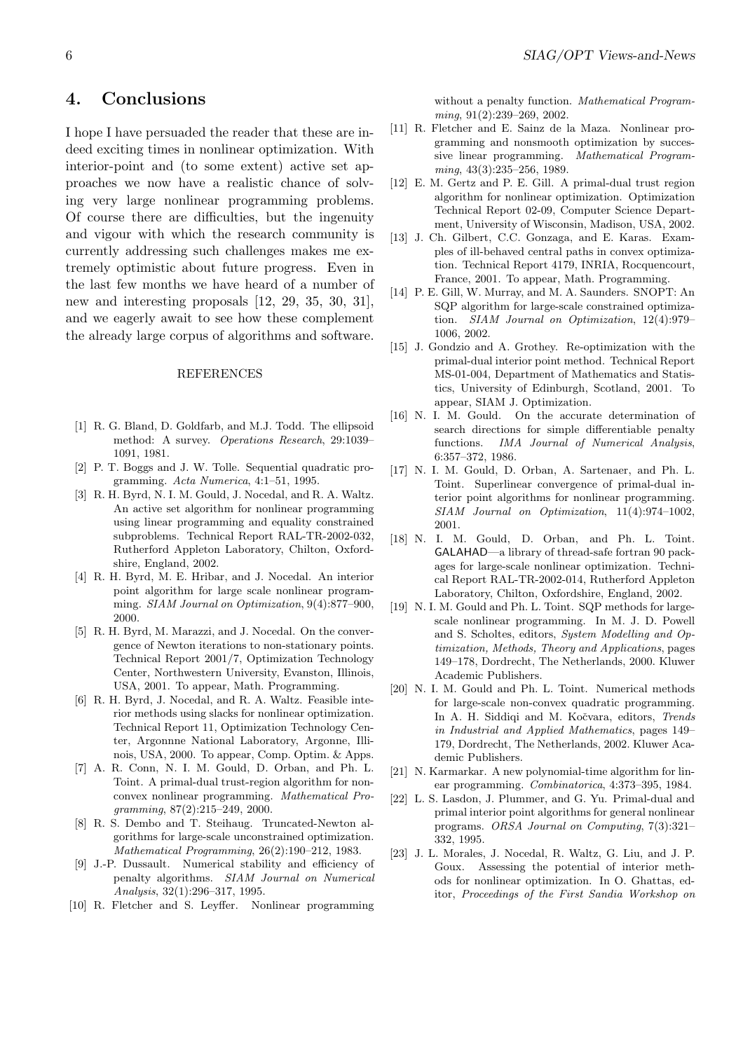## 4. Conclusions

I hope I have persuaded the reader that these are indeed exciting times in nonlinear optimization. With interior-point and (to some extent) active set approaches we now have a realistic chance of solving very large nonlinear programming problems. Of course there are difficulties, but the ingenuity and vigour with which the research community is currently addressing such challenges makes me extremely optimistic about future progress. Even in the last few months we have heard of a number of new and interesting proposals [12, 29, 35, 30, 31], and we eagerly await to see how these complement the already large corpus of algorithms and software.

REFERENCES

[1] R. G. Bland, D. Goldfarb, and M.J. Todd. The ellipsoid method: A survey. *Operations Research*, 29:1039–1091, 1981.

[2] P. T. Boggs and J. W. Tolle. Sequential quadratic programming. *Acta Numerica*, 4:1–51, 1995.

[3] R. H. Byrd, N. I. M. Gould, J. Nocedal, and R. A. Waltz. An active set algorithm for nonlinear programming using linear programming and equality constrained subproblems. Technical Report RAL-TR-2002-032, Rutherford Appleton Laboratory, Chilton, Oxfordshire, England, 2002.

[4] R. H. Byrd, M. E. Hribar, and J. Nocedal. An interior point algorithm for large scale nonlinear programming. *SIAM Journal on Optimization*, 9(4):877–900, 2000.

[5] R. H. Byrd, M. Marazzi, and J. Nocedal. On the convergence of Newton iterations to non-stationary points. Technical Report 2001/7, Optimization Technology Center, Northwestern University, Evanston, Illinois, USA, 2001. To appear, Math. Programming.

[6] R. H. Byrd, J. Nocedal, and R. A. Waltz. Feasible interior methods using slacks for nonlinear optimization. Technical Report 11, Optimization Technology Center, Argonnne National Laboratory, Argonne, Illinois, USA, 2000. To appear, Comp. Optim. & Apps.

[7] A. R. Conn, N. I. M. Gould, D. Orban, and Ph. L. Toint. A primal-dual trust-region algorithm for non-convex nonlinear programming. *Mathematical Programming*, 87(2):215–249, 2000.

[8] R. S. Dembo and T. Steihaug. Truncated-Newton algorithms for large-scale unconstrained optimization. *Mathematical Programming*, 26(2):190–212, 1983.

[9] J.-P. Dussault. Numerical stability and efficiency of penalty algorithms. *SIAM Journal on Numerical Analysis*, 32(1):296–317, 1995.

[10] R. Fletcher and S. Leyffer. Nonlinear programming without a penalty function. *Mathematical Programming*, 91(2):239–269, 2002.

[11] R. Fletcher and E. Sainz de la Maza. Nonlinear programming and nonsmooth optimization by successive linear programming. *Mathematical Programming*, 43(3):235–256, 1989.

[12] E. M. Gertz and P. E. Gill. A primal-dual trust region algorithm for nonlinear optimization. Optimization Technical Report 02-09, Computer Science Department, University of Wisconsin, Madison, USA, 2002.

[13] J. Ch. Gilbert, C.C. Gonzaga, and E. Karas. Examples of ill-behaved central paths in convex optimization. Technical Report 4179, INRIA, Rocquencourt, France, 2001. To appear, Math. Programming.

[14] P. E. Gill, W. Murray, and M. A. Saunders. SNOPT: An SQP algorithm for large-scale constrained optimization. *SIAM Journal on Optimization*, 12(4):979–1006, 2002.

[15] J. Gondzio and A. Grothey. Re-optimization with the primal-dual interior point method. Technical Report MS-01-004, Department of Mathematics and Statistics, University of Edinburgh, Scotland, 2001. To appear, SIAM J. Optimization.

[16] N. I. M. Gould. On the accurate determination of search directions for simple differentiable penalty functions. *IMA Journal of Numerical Analysis*, 6:357–372, 1986.

[17] N. I. M. Gould, D. Orban, A. Sartenaer, and Ph. L. Toint. Superlinear convergence of primal-dual interior point algorithms for nonlinear programming. *SIAM Journal on Optimization*, 11(4):974–1002, 2001.

[18] N. I. M. Gould, D. Orban, and Ph. L. Toint. GALAHAD—a library of thread-safe fortran 90 packages for large-scale nonlinear optimization. Technical Report RAL-TR-2002-014, Rutherford Appleton Laboratory, Chilton, Oxfordshire, England, 2002.

[19] N. I. M. Gould and Ph. L. Toint. SQP methods for large-scale nonlinear programming. In M. J. D. Powell and S. Scholtes, editors, *System Modelling and Optimization, Methods, Theory and Applications*, pages 149–178, Dordrecht, The Netherlands, 2000. Kluwer Academic Publishers.

[20] N. I. M. Gould and Ph. L. Toint. Numerical methods for large-scale non-convex quadratic programming. In A. H. Siddiqi and M. Kočvara, editors, *Trends in Industrial and Applied Mathematics*, pages 149–179, Dordrecht, The Netherlands, 2002. Kluwer Academic Publishers.

[21] N. Karmarkar. A new polynomial-time algorithm for linear programming. *Combinatorica*, 4:373–395, 1984.

[22] L. S. Lasdon, J. Plummer, and G. Yu. Primal-dual and primal interior point algorithms for general nonlinear programs. *ORSA Journal on Computing*, 7(3):321–332, 1995.

[23] J. L. Morales, J. Nocedal, R. Waltz, G. Liu, and J. P. Goux. Assessing the potential of interior methods for nonlinear optimization. In O. Ghattas, editor, *Proceedings of the First Sandia Workshop on*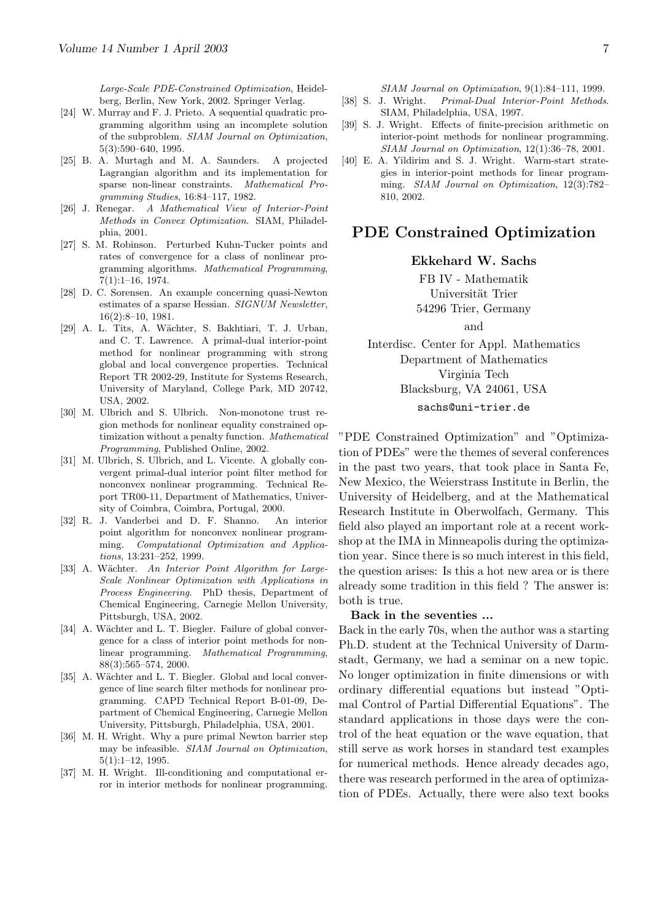*Large-Scale PDE-Constrained Optimization*, Heidelberg, Berlin, New York, 2002. Springer Verlag.

[24] W. Murray and F. J. Prieto. A sequential quadratic programming algorithm using an incomplete solution of the subproblem. *SIAM Journal on Optimization*, 5(3):590–640, 1995.

[25] B. A. Murtagh and M. A. Saunders. A projected Lagrangian algorithm and its implementation for sparse non-linear constraints. *Mathematical Programming Studies*, 16:84–117, 1982.

[26] J. Renegar. *A Mathematical View of Interior-Point Methods in Convex Optimization*. SIAM, Philadelphia, 2001.

[27] S. M. Robinson. Perturbed Kuhn-Tucker points and rates of convergence for a class of nonlinear programming algorithms. *Mathematical Programming*, 7(1):1–16, 1974.

[28] D. C. Sorensen. An example concerning quasi-Newton estimates of a sparse Hessian. *SIGNUM Newsletter*, 16(2):8–10, 1981.

[29] A. L. Tits, A. Wächter, S. Bakhtiari, T. J. Urban, and C. T. Lawrence. A primal-dual interior-point method for nonlinear programming with strong global and local convergence properties. Technical Report TR 2002-29, Institute for Systems Research, University of Maryland, College Park, MD 20742, USA, 2002.

[30] M. Ulbrich and S. Ulbrich. Non-monotone trust region methods for nonlinear equality constrained optimization without a penalty function. *Mathematical Programming*, Published Online, 2002.

[31] M. Ulbrich, S. Ulbrich, and L. Vicente. A globally convergent primal-dual interior point filter method for nonconvex nonlinear programming. Technical Report TR00-11, Department of Mathematics, University of Coimbra, Coimbra, Portugal, 2000.

[32] R. J. Vanderbei and D. F. Shanno. An interior point algorithm for nonconvex nonlinear programming. *Computational Optimization and Applications*, 13:231–252, 1999.

[33] A. Wächter. *An Interior Point Algorithm for Large-Scale Nonlinear Optimization with Applications in Process Engineering*. PhD thesis, Department of Chemical Engineering, Carnegie Mellon University, Pittsburgh, USA, 2002.

[34] A. Wächter and L. T. Biegler. Failure of global convergence for a class of interior point methods for nonlinear programming. *Mathematical Programming*, 88(3):565–574, 2000.

[35] A. Wächter and L. T. Biegler. Global and local convergence of line search filter methods for nonlinear programming. CAPD Technical Report B-01-09, Department of Chemical Engineering, Carnegie Mellon University, Pittsburgh, Philadelphia, USA, 2001.

[36] M. H. Wright. Why a pure primal Newton barrier step may be infeasible. *SIAM Journal on Optimization*, 5(1):1–12, 1995.

[37] M. H. Wright. Ill-conditioning and computational error in interior methods for nonlinear programming. *SIAM Journal on Optimization*, 9(1):84–111, 1999.

[38] S. J. Wright. *Primal-Dual Interior-Point Methods*. SIAM, Philadelphia, USA, 1997.

[39] S. J. Wright. Effects of finite-precision arithmetic on interior-point methods for nonlinear programming. *SIAM Journal on Optimization*, 12(1):36–78, 2001.

[40] E. A. Yildirim and S. J. Wright. Warm-start strategies in interior-point methods for linear programming. *SIAM Journal on Optimization*, 12(3):782–810, 2002.

# PDE Constrained Optimization

**Ekkehard W. Sachs**

FB IV - Mathematik
Universität Trier
54296 Trier, Germany

and

Interdisc. Center for Appl. Mathematics
Department of Mathematics
Virginia Tech
Blacksburg, VA 24061, USA

sachs@uni-trier.de

"PDE Constrained Optimization" and "Optimization of PDEs" were the themes of several conferences in the past two years, that took place in Santa Fe, New Mexico, the Weierstrass Institute in Berlin, the University of Heidelberg, and at the Mathematical Research Institute in Oberwolfach, Germany. This field also played an important role at a recent workshop at the IMA in Minneapolis during the optimization year. Since there is so much interest in this field, the question arises: Is this a hot new area or is there already some tradition in this field ? The answer is: both is true.

**Back in the seventies ...**

Back in the early 70s, when the author was a starting Ph.D. student at the Technical University of Darmstadt, Germany, we had a seminar on a new topic. No longer optimization in finite dimensions or with ordinary differential equations but instead "Optimal Control of Partial Differential Equations". The standard applications in those days were the control of the heat equation or the wave equation, that still serve as work horses in standard test examples for numerical methods. Hence already decades ago, there was research performed in the area of optimization of PDEs. Actually, there were also text books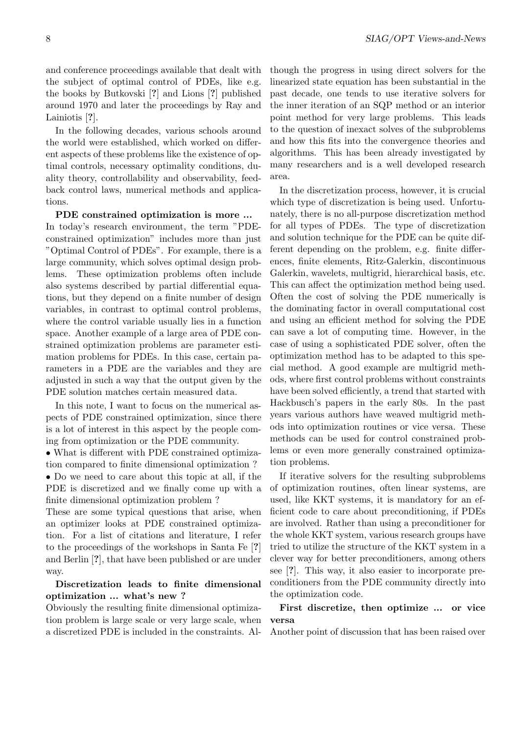and conference proceedings available that dealt with the subject of optimal control of PDEs, like e.g. the books by Butkovski [?] and Lions [?] published around 1970 and later the proceedings by Ray and Lainiotis [?].

In the following decades, various schools around the world were established, which worked on different aspects of these problems like the existence of optimal controls, necessary optimality conditions, duality theory, controllability and observability, feedback control laws, numerical methods and applications.

**PDE constrained optimization is more ...**
In today's research environment, the term "PDE-constrained optimization" includes more than just "Optimal Control of PDEs". For example, there is a large community, which solves optimal design problems. These optimization problems often include also systems described by partial differential equations, but they depend on a finite number of design variables, in contrast to optimal control problems, where the control variable usually lies in a function space. Another example of a large area of PDE constrained optimization problems are parameter estimation problems for PDEs. In this case, certain parameters in a PDE are the variables and they are adjusted in such a way that the output given by the PDE solution matches certain measured data.

In this note, I want to focus on the numerical aspects of PDE constrained optimization, since there is a lot of interest in this aspect by the people coming from optimization or the PDE community.

- What is different with PDE constrained optimization compared to finite dimensional optimization ?
- Do we need to care about this topic at all, if the PDE is discretized and we finally come up with a finite dimensional optimization problem ?

These are some typical questions that arise, when an optimizer looks at PDE constrained optimization. For a list of citations and literature, I refer to the proceedings of the workshops in Santa Fe [?] and Berlin [?], that have been published or are under way.

**Discretization leads to finite dimensional optimization ... what's new ?**
Obviously the resulting finite dimensional optimization problem is large scale or very large scale, when a discretized PDE is included in the constraints. Although the progress in using direct solvers for the linearized state equation has been substantial in the past decade, one tends to use iterative solvers for the inner iteration of an SQP method or an interior point method for very large problems. This leads to the question of inexact solves of the subproblems and how this fits into the convergence theories and algorithms. This has been already investigated by many researchers and is a well developed research area.

In the discretization process, however, it is crucial which type of discretization is being used. Unfortunately, there is no all-purpose discretization method for all types of PDEs. The type of discretization and solution technique for the PDE can be quite different depending on the problem, e.g. finite differences, finite elements, Ritz-Galerkin, discontinuous Galerkin, wavelets, multigrid, hierarchical basis, etc. This can affect the optimization method being used. Often the cost of solving the PDE numerically is the dominating factor in overall computational cost and using an efficient method for solving the PDE can save a lot of computing time. However, in the case of using a sophisticated PDE solver, often the optimization method has to be adapted to this special method. A good example are multigrid methods, where first control problems without constraints have been solved efficiently, a trend that started with Hackbusch's papers in the early 80s. In the past years various authors have weaved multigrid methods into optimization routines or vice versa. These methods can be used for control constrained problems or even more generally constrained optimization problems.

If iterative solvers for the resulting subproblems of optimization routines, often linear systems, are used, like KKT systems, it is mandatory for an efficient code to care about preconditioning, if PDEs are involved. Rather than using a preconditioner for the whole KKT system, various research groups have tried to utilize the structure of the KKT system in a clever way for better preconditioners, among others see [?]. This way, it also easier to incorporate preconditioners from the PDE community directly into the optimization code.

**First discretize, then optimize ... or vice versa**
Another point of discussion that has been raised over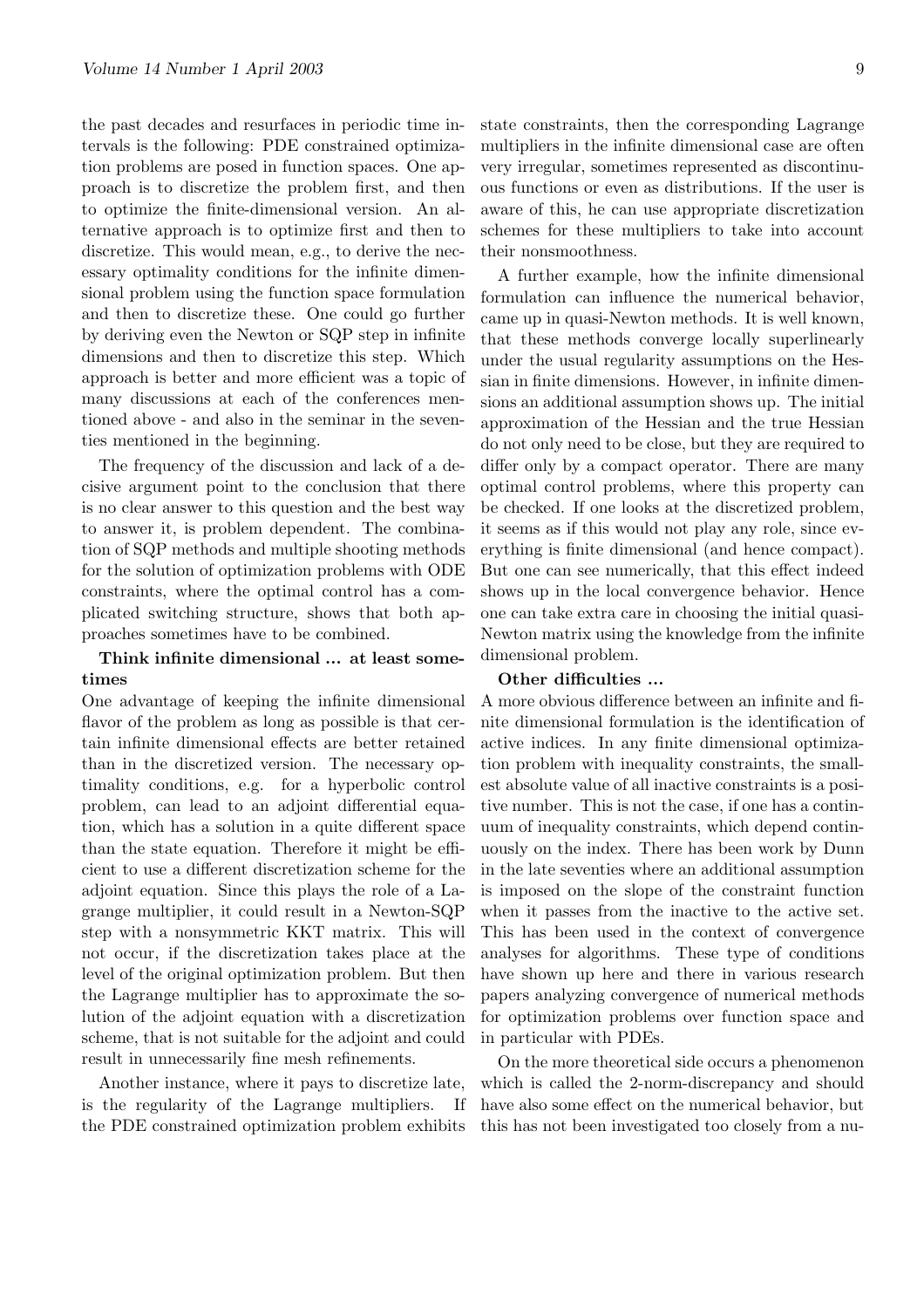the past decades and resurfaces in periodic time intervals is the following: PDE constrained optimization problems are posed in function spaces. One approach is to discretize the problem first, and then to optimize the finite-dimensional version. An alternative approach is to optimize first and then to discretize. This would mean, e.g., to derive the necessary optimality conditions for the infinite dimensional problem using the function space formulation and then to discretize these. One could go further by deriving even the Newton or SQP step in infinite dimensions and then to discretize this step. Which approach is better and more efficient was a topic of many discussions at each of the conferences mentioned above - and also in the seminar in the seventies mentioned in the beginning.

The frequency of the discussion and lack of a decisive argument point to the conclusion that there is no clear answer to this question and the best way to answer it, is problem dependent. The combination of SQP methods and multiple shooting methods for the solution of optimization problems with ODE constraints, where the optimal control has a complicated switching structure, shows that both approaches sometimes have to be combined.

**Think infinite dimensional ... at least sometimes**

One advantage of keeping the infinite dimensional flavor of the problem as long as possible is that certain infinite dimensional effects are better retained than in the discretized version. The necessary optimality conditions, e.g. for a hyperbolic control problem, can lead to an adjoint differential equation, which has a solution in a quite different space than the state equation. Therefore it might be efficient to use a different discretization scheme for the adjoint equation. Since this plays the role of a Lagrange multiplier, it could result in a Newton-SQP step with a nonsymmetric KKT matrix. This will not occur, if the discretization takes place at the level of the original optimization problem. But then the Lagrange multiplier has to approximate the solution of the adjoint equation with a discretization scheme, that is not suitable for the adjoint and could result in unnecessarily fine mesh refinements.

Another instance, where it pays to discretize late, is the regularity of the Lagrange multipliers. If the PDE constrained optimization problem exhibits state constraints, then the corresponding Lagrange multipliers in the infinite dimensional case are often very irregular, sometimes represented as discontinuous functions or even as distributions. If the user is aware of this, he can use appropriate discretization schemes for these multipliers to take into account their nonsmoothness.

A further example, how the infinite dimensional formulation can influence the numerical behavior, came up in quasi-Newton methods. It is well known, that these methods converge locally superlinearly under the usual regularity assumptions on the Hessian in finite dimensions. However, in infinite dimensions an additional assumption shows up. The initial approximation of the Hessian and the true Hessian do not only need to be close, but they are required to differ only by a compact operator. There are many optimal control problems, where this property can be checked. If one looks at the discretized problem, it seems as if this would not play any role, since everything is finite dimensional (and hence compact). But one can see numerically, that this effect indeed shows up in the local convergence behavior. Hence one can take extra care in choosing the initial quasi-Newton matrix using the knowledge from the infinite dimensional problem.

**Other difficulties ...**

A more obvious difference between an infinite and finite dimensional formulation is the identification of active indices. In any finite dimensional optimization problem with inequality constraints, the smallest absolute value of all inactive constraints is a positive number. This is not the case, if one has a continuum of inequality constraints, which depend continuously on the index. There has been work by Dunn in the late seventies where an additional assumption is imposed on the slope of the constraint function when it passes from the inactive to the active set. This has been used in the context of convergence analyses for algorithms. These type of conditions have shown up here and there in various research papers analyzing convergence of numerical methods for optimization problems over function space and in particular with PDEs.

On the more theoretical side occurs a phenomenon which is called the 2-norm-discrepancy and should have also some effect on the numerical behavior, but this has not been investigated too closely from a nu-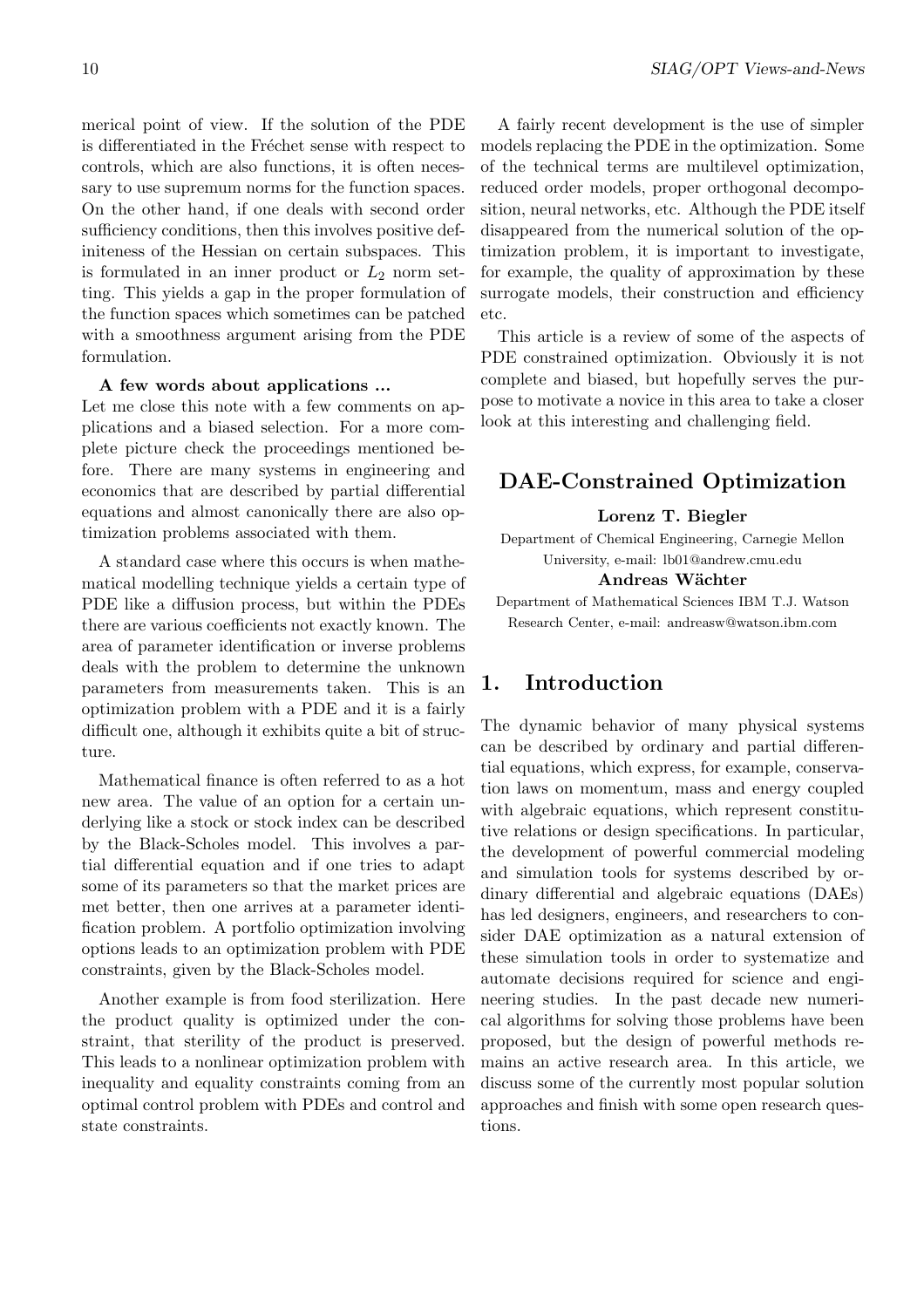merical point of view. If the solution of the PDE is differentiated in the Fréchet sense with respect to controls, which are also functions, it is often necessary to use supremum norms for the function spaces. On the other hand, if one deals with second order sufficiency conditions, then this involves positive definiteness of the Hessian on certain subspaces. This is formulated in an inner product or $L_2$ norm setting. This yields a gap in the proper formulation of the function spaces which sometimes can be patched with a smoothness argument arising from the PDE formulation.

**A few words about applications ...**
Let me close this note with a few comments on applications and a biased selection. For a more complete picture check the proceedings mentioned before. There are many systems in engineering and economics that are described by partial differential equations and almost canonically there are also optimization problems associated with them.

A standard case where this occurs is when mathematical modelling technique yields a certain type of PDE like a diffusion process, but within the PDEs there are various coefficients not exactly known. The area of parameter identification or inverse problems deals with the problem to determine the unknown parameters from measurements taken. This is an optimization problem with a PDE and it is a fairly difficult one, although it exhibits quite a bit of structure.

Mathematical finance is often referred to as a hot new area. The value of an option for a certain underlying like a stock or stock index can be described by the Black-Scholes model. This involves a partial differential equation and if one tries to adapt some of its parameters so that the market prices are met better, then one arrives at a parameter identification problem. A portfolio optimization involving options leads to an optimization problem with PDE constraints, given by the Black-Scholes model.

Another example is from food sterilization. Here the product quality is optimized under the constraint, that sterility of the product is preserved. This leads to a nonlinear optimization problem with inequality and equality constraints coming from an optimal control problem with PDEs and control and state constraints.

A fairly recent development is the use of simpler models replacing the PDE in the optimization. Some of the technical terms are multilevel optimization, reduced order models, proper orthogonal decomposition, neural networks, etc. Although the PDE itself disappeared from the numerical solution of the optimization problem, it is important to investigate, for example, the quality of approximation by these surrogate models, their construction and efficiency etc.

This article is a review of some of the aspects of PDE constrained optimization. Obviously it is not complete and biased, but hopefully serves the purpose to motivate a novice in this area to take a closer look at this interesting and challenging field.

# DAE-Constrained Optimization

**Lorenz T. Biegler**

Department of Chemical Engineering, Carnegie Mellon University, e-mail: lb01@andrew.cmu.edu

**Andreas Wächter**

Department of Mathematical Sciences IBM T.J. Watson Research Center, e-mail: andreasw@watson.ibm.com

## 1. Introduction

The dynamic behavior of many physical systems can be described by ordinary and partial differential equations, which express, for example, conservation laws on momentum, mass and energy coupled with algebraic equations, which represent constitutive relations or design specifications. In particular, the development of powerful commercial modeling and simulation tools for systems described by ordinary differential and algebraic equations (DAEs) has led designers, engineers, and researchers to consider DAE optimization as a natural extension of these simulation tools in order to systematize and automate decisions required for science and engineering studies. In the past decade new numerical algorithms for solving those problems have been proposed, but the design of powerful methods remains an active research area. In this article, we discuss some of the currently most popular solution approaches and finish with some open research questions.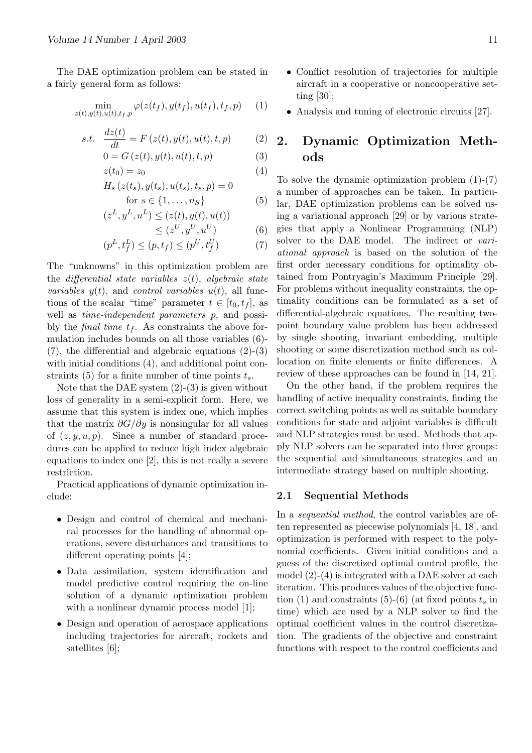The DAE optimization problem can be stated in a fairly general form as follows:

$$\min_{z(t),y(t),u(t),t_f,p} \varphi(z(t_f), y(t_f), u(t_f), t_f, p) \quad (1)$$

$$s.t. \quad \frac{dz(t)}{dt} = F\left(z(t), y(t), u(t), t, p\right) \quad (2)$$

$$0 = G\left(z(t), y(t), u(t), t, p\right) \quad (3)$$

$$z(t_0) = z_0 \quad (4)$$

$$H_s\left(z(t_s), y(t_s), u(t_s), t_s, p\right) = 0 \quad \text{for } s \in \{1, \ldots, n_S\} \quad (5)$$

$$(z^L, y^L, u^L) \leq (z(t), y(t), u(t)) \leq (z^U, y^U, u^U) \quad (6)$$

$$(p^L, t_f^L) \leq (p, t_f) \leq (p^U, t_f^U) \quad (7)$$

The "unknowns" in this optimization problem are the *differential state variables* $z(t)$, *algebraic state variables* $y(t)$, and *control variables* $u(t)$, all functions of the scalar "time" parameter $t \in [t_0, t_f]$, as well as *time-independent parameters* $p$, and possibly the *final time* $t_f$. As constraints the above formulation includes bounds on all those variables (6)-(7), the differential and algebraic equations (2)-(3) with initial conditions (4), and additional point constraints (5) for a finite number of time points $t_s$.

Note that the DAE system (2)-(3) is given without loss of generality in a semi-explicit form. Here, we assume that this system is index one, which implies that the matrix $\partial G/\partial y$ is nonsingular for all values of $(z, y, u, p)$. Since a number of standard procedures can be applied to reduce high index algebraic equations to index one [2], this is not really a severe restriction.

Practical applications of dynamic optimization include:

- Design and control of chemical and mechanical processes for the handling of abnormal operations, severe disturbances and transitions to different operating points [4];
- Data assimilation, system identification and model predictive control requiring the on-line solution of a dynamic optimization problem with a nonlinear dynamic process model [1];
- Design and operation of aerospace applications including trajectories for aircraft, rockets and satellites [6];
- Conflict resolution of trajectories for multiple aircraft in a cooperative or noncooperative setting [30];
- Analysis and tuning of electronic circuits [27].

## 2. Dynamic Optimization Methods

To solve the dynamic optimization problem (1)-(7) a number of approaches can be taken. In particular, DAE optimization problems can be solved using a variational approach [29] or by various strategies that apply a Nonlinear Programming (NLP) solver to the DAE model. The indirect or *variational approach* is based on the solution of the first order necessary conditions for optimality obtained from Pontryagin's Maximum Principle [29]. For problems without inequality constraints, the optimality conditions can be formulated as a set of differential-algebraic equations. The resulting two-point boundary value problem has been addressed by single shooting, invariant embedding, multiple shooting or some discretization method such as collocation on finite elements or finite differences. A review of these approaches can be found in [14, 21].

On the other hand, if the problem requires the handling of active inequality constraints, finding the correct switching points as well as suitable boundary conditions for state and adjoint variables is difficult and NLP strategies must be used. Methods that apply NLP solvers can be separated into three groups: the sequential and simultaneous strategies and an intermediate strategy based on multiple shooting.

### 2.1 Sequential Methods

In a *sequential method*, the control variables are often represented as piecewise polynomials [4, 18], and optimization is performed with respect to the polynomial coefficients. Given initial conditions and a guess of the discretized optimal control profile, the model (2)-(4) is integrated with a DAE solver at each iteration. This produces values of the objective function (1) and constraints (5)-(6) (at fixed points $t_s$ in time) which are used by a NLP solver to find the optimal coefficient values in the control discretization. The gradients of the objective and constraint functions with respect to the control coefficients and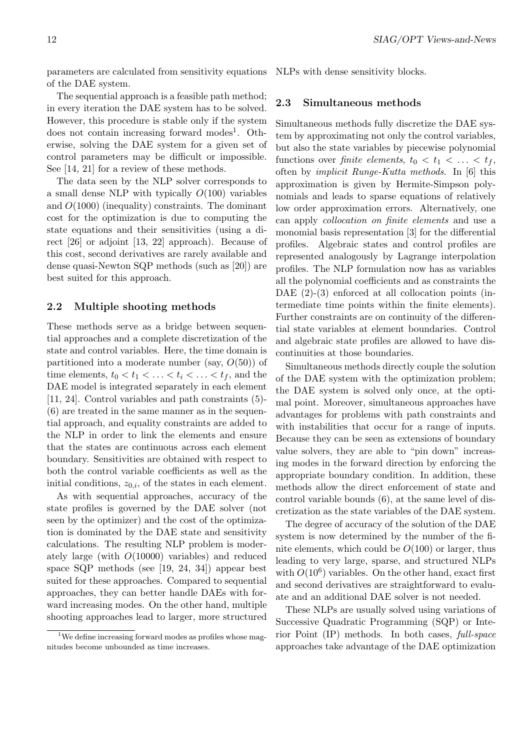parameters are calculated from sensitivity equations of the DAE system.

The sequential approach is a feasible path method; in every iteration the DAE system has to be solved. However, this procedure is stable only if the system does not contain increasing forward modes[1]. Otherwise, solving the DAE system for a given set of control parameters may be difficult or impossible. See [14, 21] for a review of these methods.

The data seen by the NLP solver corresponds to a small dense NLP with typically $O(100)$ variables and $O(1000)$ (inequality) constraints. The dominant cost for the optimization is due to computing the state equations and their sensitivities (using a direct [26] or adjoint [13, 22] approach). Because of this cost, second derivatives are rarely available and dense quasi-Newton SQP methods (such as [20]) are best suited for this approach.

### 2.2 Multiple shooting methods

These methods serve as a bridge between sequential approaches and a complete discretization of the state and control variables. Here, the time domain is partitioned into a moderate number (say, $O(50)$) of time elements, $t_0 < t_1 < \ldots < t_i < \ldots < t_f$, and the DAE model is integrated separately in each element [11, 24]. Control variables and path constraints (5)-(6) are treated in the same manner as in the sequential approach, and equality constraints are added to the NLP in order to link the elements and ensure that the states are continuous across each element boundary. Sensitivities are obtained with respect to both the control variable coefficients as well as the initial conditions, $z_{0,i}$, of the states in each element.

As with sequential approaches, accuracy of the state profiles is governed by the DAE solver (not seen by the optimizer) and the cost of the optimization is dominated by the DAE state and sensitivity calculations. The resulting NLP problem is moderately large (with $O(10000)$ variables) and reduced space SQP methods (see [19, 24, 34]) appear best suited for these approaches. Compared to sequential approaches, they can better handle DAEs with forward increasing modes. On the other hand, multiple shooting approaches lead to larger, more structured NLPs with dense sensitivity blocks.

### 2.3 Simultaneous methods

Simultaneous methods fully discretize the DAE system by approximating not only the control variables, but also the state variables by piecewise polynomial functions over *finite elements*, $t_0 < t_1 < \ldots < t_f$, often by *implicit Runge-Kutta methods*. In [6] this approximation is given by Hermite-Simpson polynomials and leads to sparse equations of relatively low order approximation errors. Alternatively, one can apply *collocation on finite elements* and use a monomial basis representation [3] for the differential profiles. Algebraic states and control profiles are represented analogously by Lagrange interpolation profiles. The NLP formulation now has as variables all the polynomial coefficients and as constraints the DAE (2)-(3) enforced at all collocation points (intermediate time points within the finite elements). Further constraints are on continuity of the differential state variables at element boundaries. Control and algebraic state profiles are allowed to have discontinuities at those boundaries.

Simultaneous methods directly couple the solution of the DAE system with the optimization problem; the DAE system is solved only once, at the optimal point. Moreover, simultaneous approaches have advantages for problems with path constraints and with instabilities that occur for a range of inputs. Because they can be seen as extensions of boundary value solvers, they are able to "pin down" increasing modes in the forward direction by enforcing the appropriate boundary condition. In addition, these methods allow the direct enforcement of state and control variable bounds (6), at the same level of discretization as the state variables of the DAE system.

The degree of accuracy of the solution of the DAE system is now determined by the number of the finite elements, which could be $O(100)$ or larger, thus leading to very large, sparse, and structured NLPs with $O(10^6)$ variables. On the other hand, exact first and second derivatives are straightforward to evaluate and an additional DAE solver is not needed.

These NLPs are usually solved using variations of Successive Quadratic Programming (SQP) or Interior Point (IP) methods. In both cases, *full-space* approaches take advantage of the DAE optimization

[1] We define increasing forward modes as profiles whose magnitudes become unbounded as time increases.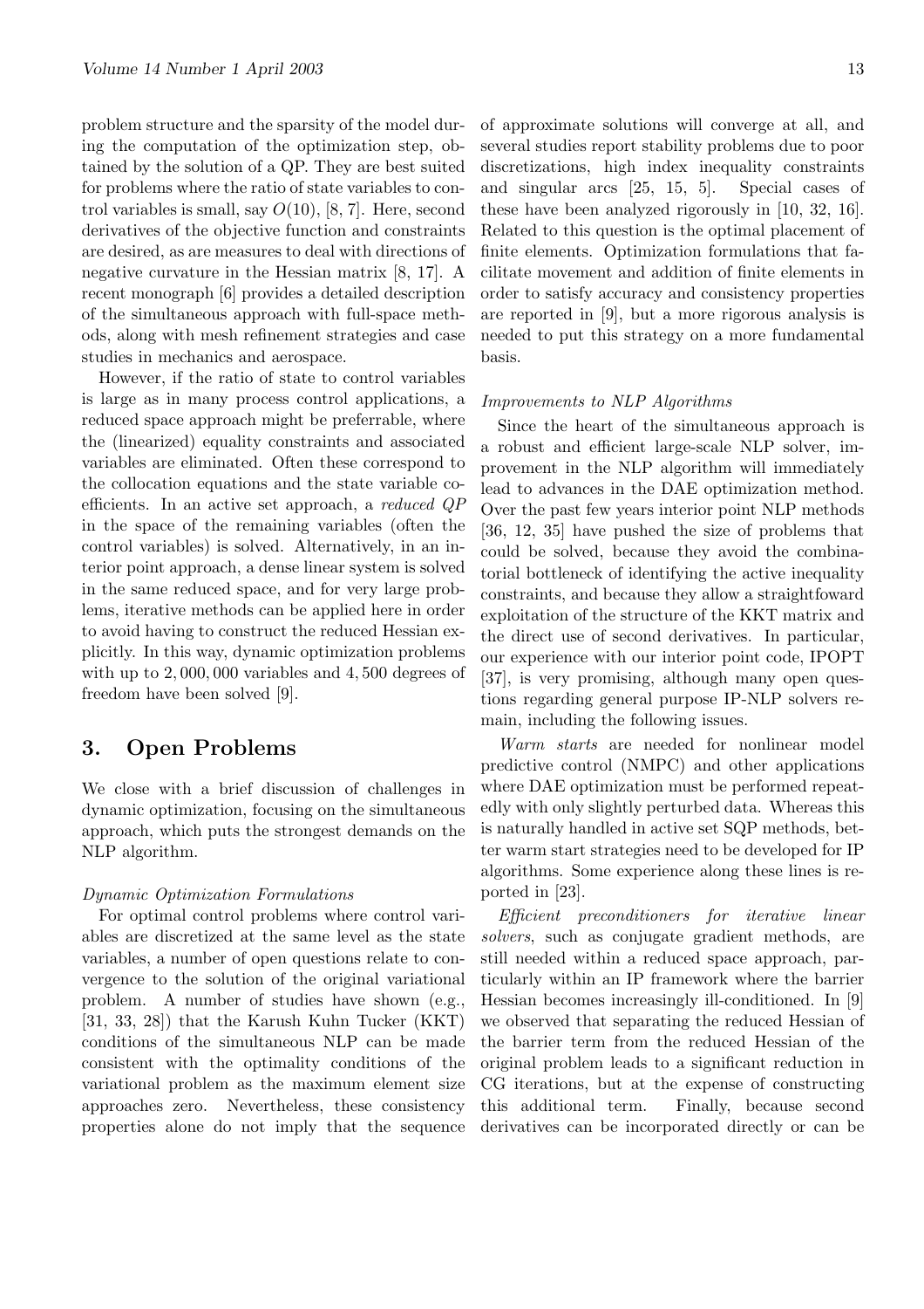problem structure and the sparsity of the model during the computation of the optimization step, obtained by the solution of a QP. They are best suited for problems where the ratio of state variables to control variables is small, say $O(10)$, [8, 7]. Here, second derivatives of the objective function and constraints are desired, as are measures to deal with directions of negative curvature in the Hessian matrix [8, 17]. A recent monograph [6] provides a detailed description of the simultaneous approach with full-space methods, along with mesh refinement strategies and case studies in mechanics and aerospace.

However, if the ratio of state to control variables is large as in many process control applications, a reduced space approach might be preferrable, where the (linearized) equality constraints and associated variables are eliminated. Often these correspond to the collocation equations and the state variable coefficients. In an active set approach, a *reduced QP* in the space of the remaining variables (often the control variables) is solved. Alternatively, in an interior point approach, a dense linear system is solved in the same reduced space, and for very large problems, iterative methods can be applied here in order to avoid having to construct the reduced Hessian explicitly. In this way, dynamic optimization problems with up to 2,000,000 variables and 4,500 degrees of freedom have been solved [9].

## 3. Open Problems

We close with a brief discussion of challenges in dynamic optimization, focusing on the simultaneous approach, which puts the strongest demands on the NLP algorithm.

*Dynamic Optimization Formulations*

For optimal control problems where control variables are discretized at the same level as the state variables, a number of open questions relate to convergence to the solution of the original variational problem. A number of studies have shown (e.g., [31, 33, 28]) that the Karush Kuhn Tucker (KKT) conditions of the simultaneous NLP can be made consistent with the optimality conditions of the variational problem as the maximum element size approaches zero. Nevertheless, these consistency properties alone do not imply that the sequence of approximate solutions will converge at all, and several studies report stability problems due to poor discretizations, high index inequality constraints and singular arcs [25, 15, 5]. Special cases of these have been analyzed rigorously in [10, 32, 16]. Related to this question is the optimal placement of finite elements. Optimization formulations that facilitate movement and addition of finite elements in order to satisfy accuracy and consistency properties are reported in [9], but a more rigorous analysis is needed to put this strategy on a more fundamental basis.

*Improvements to NLP Algorithms*

Since the heart of the simultaneous approach is a robust and efficient large-scale NLP solver, improvement in the NLP algorithm will immediately lead to advances in the DAE optimization method. Over the past few years interior point NLP methods [36, 12, 35] have pushed the size of problems that could be solved, because they avoid the combinatorial bottleneck of identifying the active inequality constraints, and because they allow a straightfoward exploitation of the structure of the KKT matrix and the direct use of second derivatives. In particular, our experience with our interior point code, IPOPT [37], is very promising, although many open questions regarding general purpose IP-NLP solvers remain, including the following issues.

*Warm starts* are needed for nonlinear model predictive control (NMPC) and other applications where DAE optimization must be performed repeatedly with only slightly perturbed data. Whereas this is naturally handled in active set SQP methods, better warm start strategies need to be developed for IP algorithms. Some experience along these lines is reported in [23].

*Efficient preconditioners for iterative linear solvers*, such as conjugate gradient methods, are still needed within a reduced space approach, particularly within an IP framework where the barrier Hessian becomes increasingly ill-conditioned. In [9] we observed that separating the reduced Hessian of the barrier term from the reduced Hessian of the original problem leads to a significant reduction in CG iterations, but at the expense of constructing this additional term. Finally, because second derivatives can be incorporated directly or can be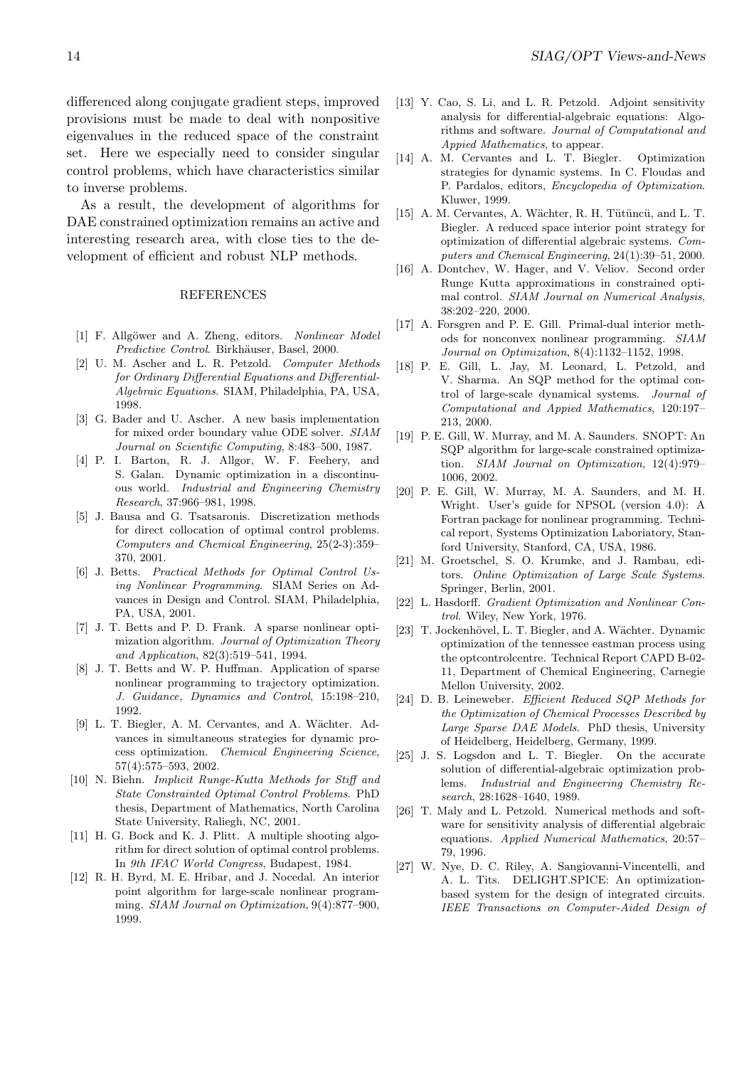differenced along conjugate gradient steps, improved provisions must be made to deal with nonpositive eigenvalues in the reduced space of the constraint set. Here we especially need to consider singular control problems, which have characteristics similar to inverse problems.

As a result, the development of algorithms for DAE constrained optimization remains an active and interesting research area, with close ties to the development of efficient and robust NLP methods.

## REFERENCES

[1] F. Allgöwer and A. Zheng, editors. *Nonlinear Model Predictive Control*. Birkhäuser, Basel, 2000.

[2] U. M. Ascher and L. R. Petzold. *Computer Methods for Ordinary Differential Equations and Differential-Algebraic Equations*. SIAM, Philadelphia, PA, USA, 1998.

[3] G. Bader and U. Ascher. A new basis implementation for mixed order boundary value ODE solver. *SIAM Journal on Scientific Computing*, 8:483–500, 1987.

[4] P. I. Barton, R. J. Allgor, W. F. Feehery, and S. Galan. Dynamic optimization in a discontinuous world. *Industrial and Engineering Chemistry Research*, 37:966–981, 1998.

[5] J. Bausa and G. Tsatsaronis. Discretization methods for direct collocation of optimal control problems. *Computers and Chemical Engineering*, 25(2-3):359–370, 2001.

[6] J. Betts. *Practical Methods for Optimal Control Using Nonlinear Programming*. SIAM Series on Advances in Design and Control. SIAM, Philadelphia, PA, USA, 2001.

[7] J. T. Betts and P. D. Frank. A sparse nonlinear optimization algorithm. *Journal of Optimization Theory and Application*, 82(3):519–541, 1994.

[8] J. T. Betts and W. P. Huffman. Application of sparse nonlinear programming to trajectory optimization. *J. Guidance, Dynamics and Control*, 15:198–210, 1992.

[9] L. T. Biegler, A. M. Cervantes, and A. Wächter. Advances in simultaneous strategies for dynamic process optimization. *Chemical Engineering Science*, 57(4):575–593, 2002.

[10] N. Biehn. *Implicit Runge-Kutta Methods for Stiff and State Constrainted Optimal Control Problems*. PhD thesis, Department of Mathematics, North Carolina State University, Raliegh, NC, 2001.

[11] H. G. Bock and K. J. Plitt. A multiple shooting algorithm for direct solution of optimal control problems. In *9th IFAC World Congress*, Budapest, 1984.

[12] R. H. Byrd, M. E. Hribar, and J. Nocedal. An interior point algorithm for large-scale nonlinear programming. *SIAM Journal on Optimization*, 9(4):877–900, 1999.

[13] Y. Cao, S. Li, and L. R. Petzold. Adjoint sensitivity analysis for differential-algebraic equations: Algorithms and software. *Journal of Computational and Appied Mathematics*, to appear.

[14] A. M. Cervantes and L. T. Biegler. Optimization strategies for dynamic systems. In C. Floudas and P. Pardalos, editors, *Encyclopedia of Optimization*. Kluwer, 1999.

[15] A. M. Cervantes, A. Wächter, R. H. Tütüncü, and L. T. Biegler. A reduced space interior point strategy for optimization of differential algebraic systems. *Computers and Chemical Engineering*, 24(1):39–51, 2000.

[16] A. Dontchev, W. Hager, and V. Veliov. Second order Runge Kutta approximations in constrained optimal control. *SIAM Journal on Numerical Analysis*, 38:202–220, 2000.

[17] A. Forsgren and P. E. Gill. Primal-dual interior methods for nonconvex nonlinear programming. *SIAM Journal on Optimization*, 8(4):1132–1152, 1998.

[18] P. E. Gill, L. Jay, M. Leonard, L. Petzold, and V. Sharma. An SQP method for the optimal control of large-scale dynamical systems. *Journal of Computational and Appied Mathematics*, 120:197–213, 2000.

[19] P. E. Gill, W. Murray, and M. A. Saunders. SNOPT: An SQP algorithm for large-scale constrained optimization. *SIAM Journal on Optimization*, 12(4):979–1006, 2002.

[20] P. E. Gill, W. Murray, M. A. Saunders, and M. H. Wright. User's guide for NPSOL (version 4.0): A Fortran package for nonlinear programming. Technical report, Systems Optimization Laboratory, Stanford University, Stanford, CA, USA, 1986.

[21] M. Groetschel, S. O. Krumke, and J. Rambau, editors. *Online Optimization of Large Scale Systems*. Springer, Berlin, 2001.

[22] L. Hasdorff. *Gradient Optimization and Nonlinear Control*. Wiley, New York, 1976.

[23] T. Jockenhövel, L. T. Biegler, and A. Wächter. Dynamic optimization of the tennessee eastman process using the optcontrolcentre. Technical Report CAPD B-02-11, Department of Chemical Engineering, Carnegie Mellon University, 2002.

[24] D. B. Leineweber. *Efficient Reduced SQP Methods for the Optimization of Chemical Processes Described by Large Sparse DAE Models*. PhD thesis, University of Heidelberg, Heidelberg, Germany, 1999.

[25] J. S. Logsdon and L. T. Biegler. On the accurate solution of differential-algebraic optimization problems. *Industrial and Engineering Chemistry Research*, 28:1628–1640, 1989.

[26] T. Maly and L. Petzold. Numerical methods and software for sensitivity analysis of differential algebraic equations. *Applied Numerical Mathematics*, 20:57–79, 1996.

[27] W. Nye, D. C. Riley, A. Sangiovanni-Vincentelli, and A. L. Tits. DELIGHT.SPICE: An optimization-based system for the design of integrated circuits. *IEEE Transactions on Computer-Aided Design of*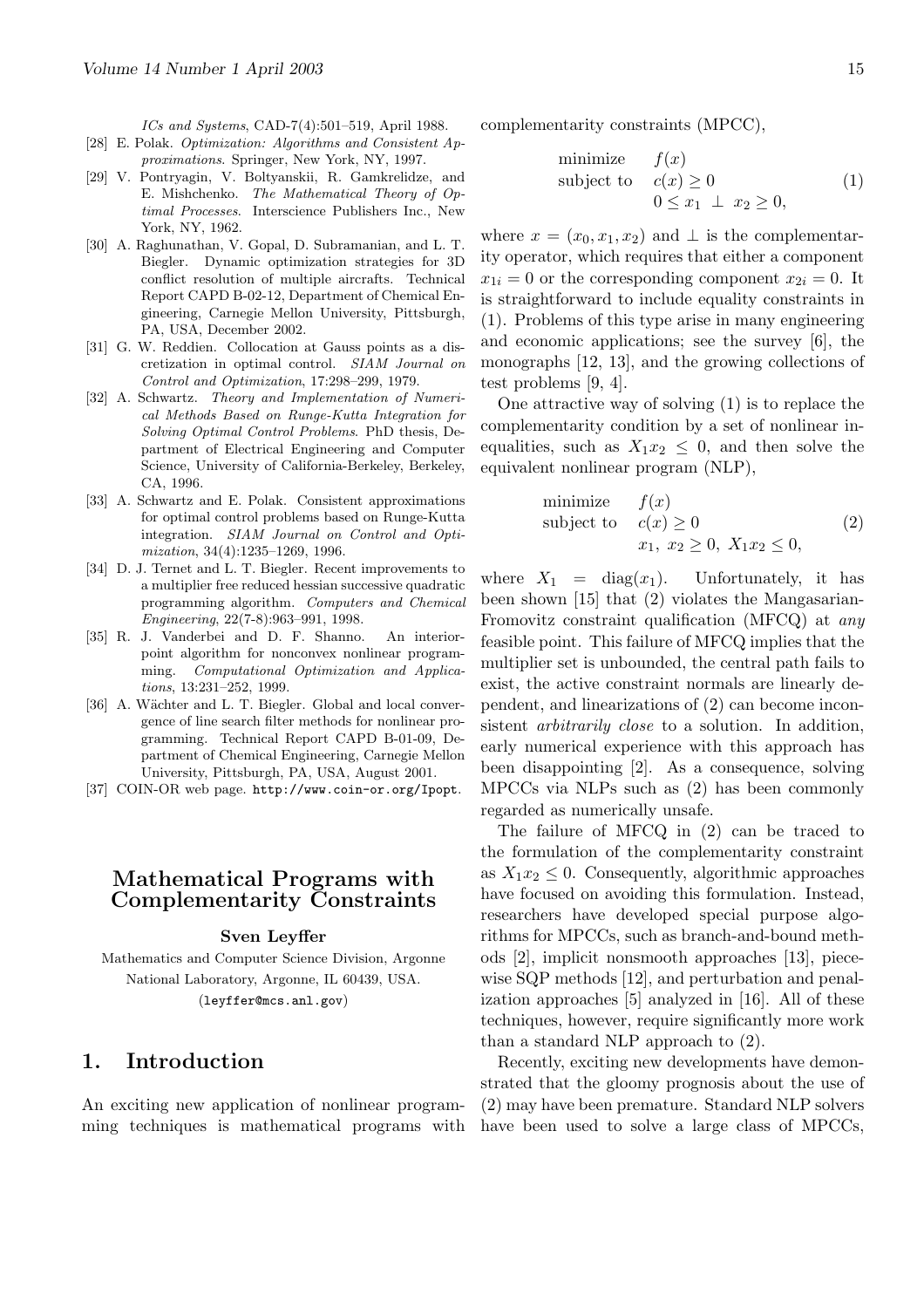ICs and Systems*, CAD-7(4):501–519, April 1988.

[28] E. Polak. *Optimization: Algorithms and Consistent Approximations*. Springer, New York, NY, 1997.

[29] V. Pontryagin, V. Boltyanskii, R. Gamkrelidze, and E. Mishchenko. *The Mathematical Theory of Optimal Processes*. Interscience Publishers Inc., New York, NY, 1962.

[30] A. Raghunathan, V. Gopal, D. Subramanian, and L. T. Biegler. Dynamic optimization strategies for 3D conflict resolution of multiple aircrafts. Technical Report CAPD B-02-12, Department of Chemical Engineering, Carnegie Mellon University, Pittsburgh, PA, USA, December 2002.

[31] G. W. Reddien. Collocation at Gauss points as a discretization in optimal control. *SIAM Journal on Control and Optimization*, 17:298–299, 1979.

[32] A. Schwartz. *Theory and Implementation of Numerical Methods Based on Runge-Kutta Integration for Solving Optimal Control Problems*. PhD thesis, Department of Electrical Engineering and Computer Science, University of California-Berkeley, Berkeley, CA, 1996.

[33] A. Schwartz and E. Polak. Consistent approximations for optimal control problems based on Runge-Kutta integration. *SIAM Journal on Control and Optimization*, 34(4):1235–1269, 1996.

[34] D. J. Ternet and L. T. Biegler. Recent improvements to a multiplier free reduced hessian successive quadratic programming algorithm. *Computers and Chemical Engineering*, 22(7-8):963–991, 1998.

[35] R. J. Vanderbei and D. F. Shanno. An interior-point algorithm for nonconvex nonlinear programming. *Computational Optimization and Applications*, 13:231–252, 1999.

[36] A. Wächter and L. T. Biegler. Global and local convergence of line search filter methods for nonlinear programming. Technical Report CAPD B-01-09, Department of Chemical Engineering, Carnegie Mellon University, Pittsburgh, PA, USA, August 2001.

[37] COIN-OR web page. http://www.coin-or.org/Ipopt.

# Mathematical Programs with Complementarity Constraints

**Sven Leyffer**

Mathematics and Computer Science Division, Argonne National Laboratory, Argonne, IL 60439, USA.
(leyffer@mcs.anl.gov)

## 1. Introduction

An exciting new application of nonlinear programming techniques is mathematical programs with complementarity constraints (MPCC),

$$\begin{array}{ll} \text{minimize} & f(x) \\ \text{subject to} & c(x) \geq 0 \\ & 0 \leq x_1 \perp x_2 \geq 0, \end{array} \tag{1}$$

where $x = (x_0, x_1, x_2)$ and $\perp$ is the complementarity operator, which requires that either a component $x_{1i} = 0$ or the corresponding component $x_{2i} = 0$. It is straightforward to include equality constraints in (1). Problems of this type arise in many engineering and economic applications; see the survey [6], the monographs [12, 13], and the growing collections of test problems [9, 4].

One attractive way of solving (1) is to replace the complementarity condition by a set of nonlinear inequalities, such as $X_1 x_2 \leq 0$, and then solve the equivalent nonlinear program (NLP),

$$\begin{array}{ll} \text{minimize} & f(x) \\ \text{subject to} & c(x) \geq 0 \\ & x_1,\ x_2 \geq 0,\ X_1 x_2 \leq 0, \end{array} \tag{2}$$

where $X_1 = \text{diag}(x_1)$. Unfortunately, it has been shown [15] that (2) violates the Mangasarian-Fromovitz constraint qualification (MFCQ) at *any* feasible point. This failure of MFCQ implies that the multiplier set is unbounded, the central path fails to exist, the active constraint normals are linearly dependent, and linearizations of (2) can become inconsistent *arbitrarily close* to a solution. In addition, early numerical experience with this approach has been disappointing [2]. As a consequence, solving MPCCs via NLPs such as (2) has been commonly regarded as numerically unsafe.

The failure of MFCQ in (2) can be traced to the formulation of the complementarity constraint as $X_1 x_2 \leq 0$. Consequently, algorithmic approaches have focused on avoiding this formulation. Instead, researchers have developed special purpose algorithms for MPCCs, such as branch-and-bound methods [2], implicit nonsmooth approaches [13], piecewise SQP methods [12], and perturbation and penalization approaches [5] analyzed in [16]. All of these techniques, however, require significantly more work than a standard NLP approach to (2).

Recently, exciting new developments have demonstrated that the gloomy prognosis about the use of (2) may have been premature. Standard NLP solvers have been used to solve a large class of MPCCs,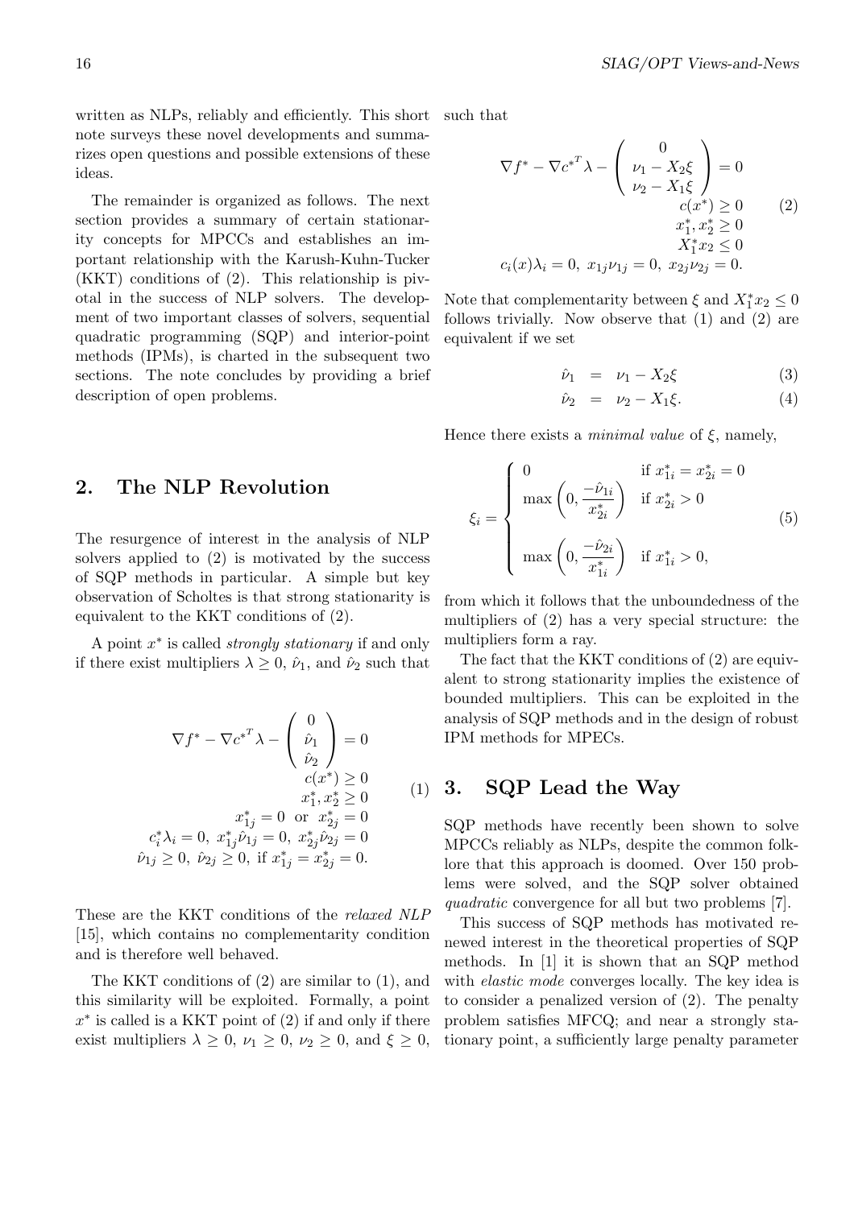written as NLPs, reliably and efficiently. This short note surveys these novel developments and summarizes open questions and possible extensions of these ideas.

The remainder is organized as follows. The next section provides a summary of certain stationarity concepts for MPCCs and establishes an important relationship with the Karush-Kuhn-Tucker (KKT) conditions of (2). This relationship is pivotal in the success of NLP solvers. The development of two important classes of solvers, sequential quadratic programming (SQP) and interior-point methods (IPMs), is charted in the subsequent two sections. The note concludes by providing a brief description of open problems.

## 2. The NLP Revolution

The resurgence of interest in the analysis of NLP solvers applied to (2) is motivated by the success of SQP methods in particular. A simple but key observation of Scholtes is that strong stationarity is equivalent to the KKT conditions of (2).

A point $x^*$ is called *strongly stationary* if and only if there exist multipliers $\lambda \geq 0$, $\hat{\nu}_1$, and $\hat{\nu}_2$ such that

$$
\begin{array}{r}
\nabla f^* - \nabla {c^*}^T \lambda - \left( \begin{array}{c} 0 \\ \hat{\nu}_1 \\ \hat{\nu}_2 \end{array} \right) = 0 \\
c(x^*) \geq 0 \\
x_1^*, x_2^* \geq 0 \\
x_{1j}^* = 0 \ \text{ or } \ x_{2j}^* = 0 \\
c_i^* \lambda_i = 0, \ x_{1j}^* \hat{\nu}_{1j} = 0, \ x_{2j}^* \hat{\nu}_{2j} = 0 \\
\hat{\nu}_{1j} \geq 0, \ \hat{\nu}_{2j} \geq 0, \ \text{if } x_{1j}^* = x_{2j}^* = 0.
\end{array}
\qquad (1)
$$

These are the KKT conditions of the *relaxed NLP* [15], which contains no complementarity condition and is therefore well behaved.

The KKT conditions of (2) are similar to (1), and this similarity will be exploited. Formally, a point $x^*$ is called is a KKT point of (2) if and only if there exist multipliers $\lambda \geq 0$, $\nu_1 \geq 0$, $\nu_2 \geq 0$, and $\xi \geq 0$, such that

$$
\begin{array}{r}
\nabla f^* - \nabla {c^*}^T \lambda - \left( \begin{array}{c} 0 \\ \nu_1 - X_2 \xi \\ \nu_2 - X_1 \xi \end{array} \right) = 0 \\
c(x^*) \geq 0 \\
x_1^*, x_2^* \geq 0 \\
X_1^* x_2 \leq 0 \\
c_i(x) \lambda_i = 0, \ x_{1j} \nu_{1j} = 0, \ x_{2j} \nu_{2j} = 0.
\end{array}
\qquad (2)
$$

Note that complementarity between $\xi$ and $X_1^* x_2 \leq 0$ follows trivially. Now observe that (1) and (2) are equivalent if we set

$$
\hat{\nu}_1 = \nu_1 - X_2 \xi \qquad (3)
$$

$$
\hat{\nu}_2 = \nu_2 - X_1 \xi. \qquad (4)
$$

Hence there exists a *minimal value* of $\xi$, namely,

$$
\xi_i = \left\{ \begin{array}{ll}
0 & \text{if } x_{1i}^* = x_{2i}^* = 0 \\
\max\left(0, \dfrac{-\hat{\nu}_{1i}}{x_{2i}^*}\right) & \text{if } x_{2i}^* > 0 \\
\max\left(0, \dfrac{-\hat{\nu}_{2i}}{x_{1i}^*}\right) & \text{if } x_{1i}^* > 0,
\end{array} \right. \qquad (5)
$$

from which it follows that the unboundedness of the multipliers of (2) has a very special structure: the multipliers form a ray.

The fact that the KKT conditions of (2) are equivalent to strong stationarity implies the existence of bounded multipliers. This can be exploited in the analysis of SQP methods and in the design of robust IPM methods for MPECs.

## 3. SQP Lead the Way

SQP methods have recently been shown to solve MPCCs reliably as NLPs, despite the common folklore that this approach is doomed. Over 150 problems were solved, and the SQP solver obtained *quadratic* convergence for all but two problems [7].

This success of SQP methods has motivated renewed interest in the theoretical properties of SQP methods. In [1] it is shown that an SQP method with *elastic mode* converges locally. The key idea is to consider a penalized version of (2). The penalty problem satisfies MFCQ; and near a strongly stationary point, a sufficiently large penalty parameter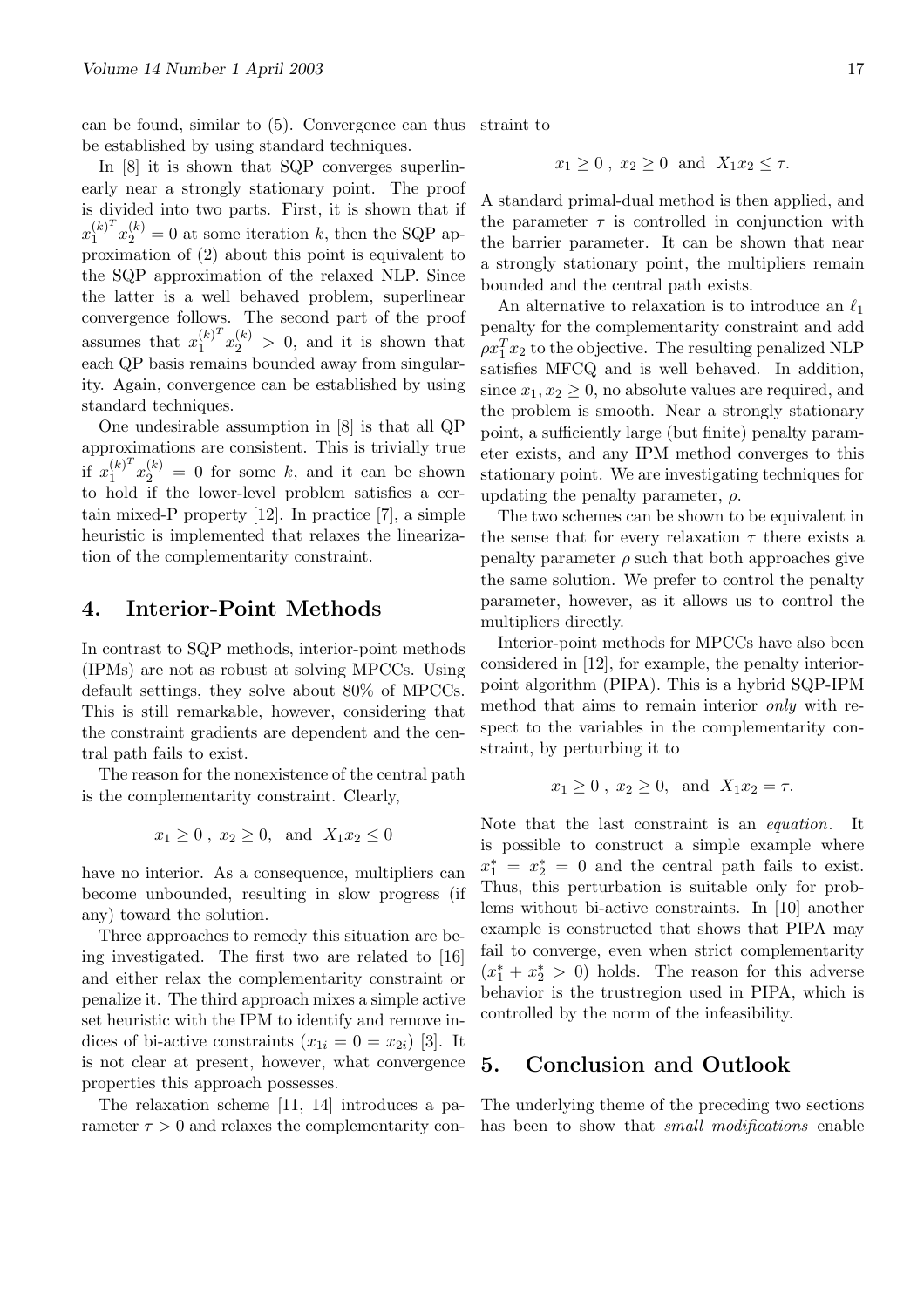can be found, similar to (5). Convergence can thus be established by using standard techniques.

In [8] it is shown that SQP converges superlinearly near a strongly stationary point. The proof is divided into two parts. First, it is shown that if ${x_1^{(k)}}^T x_2^{(k)} = 0$ at some iteration $k$, then the SQP approximation of (2) about this point is equivalent to the SQP approximation of the relaxed NLP. Since the latter is a well behaved problem, superlinear convergence follows. The second part of the proof assumes that ${x_1^{(k)}}^T x_2^{(k)} > 0$, and it is shown that each QP basis remains bounded away from singularity. Again, convergence can be established by using standard techniques.

One undesirable assumption in [8] is that all QP approximations are consistent. This is trivially true if ${x_1^{(k)}}^T x_2^{(k)} = 0$ for some $k$, and it can be shown to hold if the lower-level problem satisfies a certain mixed-P property [12]. In practice [7], a simple heuristic is implemented that relaxes the linearization of the complementarity constraint.

## 4. Interior-Point Methods

In contrast to SQP methods, interior-point methods (IPMs) are not as robust at solving MPCCs. Using default settings, they solve about 80% of MPCCs. This is still remarkable, however, considering that the constraint gradients are dependent and the central path fails to exist.

The reason for the nonexistence of the central path is the complementarity constraint. Clearly,

$$x_1 \geq 0 \; , \; x_2 \geq 0, \;\; \text{and} \;\; X_1 x_2 \leq 0$$

have no interior. As a consequence, multipliers can become unbounded, resulting in slow progress (if any) toward the solution.

Three approaches to remedy this situation are being investigated. The first two are related to [16] and either relax the complementarity constraint or penalize it. The third approach mixes a simple active set heuristic with the IPM to identify and remove indices of bi-active constraints ($x_{1i} = 0 = x_{2i}$) [3]. It is not clear at present, however, what convergence properties this approach possesses.

The relaxation scheme [11, 14] introduces a parameter $\tau > 0$ and relaxes the complementarity constraint to

$$x_1 \geq 0 \; , \; x_2 \geq 0 \;\; \text{and} \;\; X_1 x_2 \leq \tau.$$

A standard primal-dual method is then applied, and the parameter $\tau$ is controlled in conjunction with the barrier parameter. It can be shown that near a strongly stationary point, the multipliers remain bounded and the central path exists.

An alternative to relaxation is to introduce an $\ell_1$ penalty for the complementarity constraint and add $\rho x_1^T x_2$ to the objective. The resulting penalized NLP satisfies MFCQ and is well behaved. In addition, since $x_1, x_2 \geq 0$, no absolute values are required, and the problem is smooth. Near a strongly stationary point, a sufficiently large (but finite) penalty parameter exists, and any IPM method converges to this stationary point. We are investigating techniques for updating the penalty parameter, $\rho$.

The two schemes can be shown to be equivalent in the sense that for every relaxation $\tau$ there exists a penalty parameter $\rho$ such that both approaches give the same solution. We prefer to control the penalty parameter, however, as it allows us to control the multipliers directly.

Interior-point methods for MPCCs have also been considered in [12], for example, the penalty interior-point algorithm (PIPA). This is a hybrid SQP-IPM method that aims to remain interior *only* with respect to the variables in the complementarity constraint, by perturbing it to

$$x_1 \geq 0 \; , \; x_2 \geq 0, \;\; \text{and} \;\; X_1 x_2 = \tau.$$

Note that the last constraint is an *equation*. It is possible to construct a simple example where $x_1^* = x_2^* = 0$ and the central path fails to exist. Thus, this perturbation is suitable only for problems without bi-active constraints. In [10] another example is constructed that shows that PIPA may fail to converge, even when strict complementarity ($x_1^* + x_2^* > 0$) holds. The reason for this adverse behavior is the trustregion used in PIPA, which is controlled by the norm of the infeasibility.

## 5. Conclusion and Outlook

The underlying theme of the preceding two sections has been to show that *small modifications* enable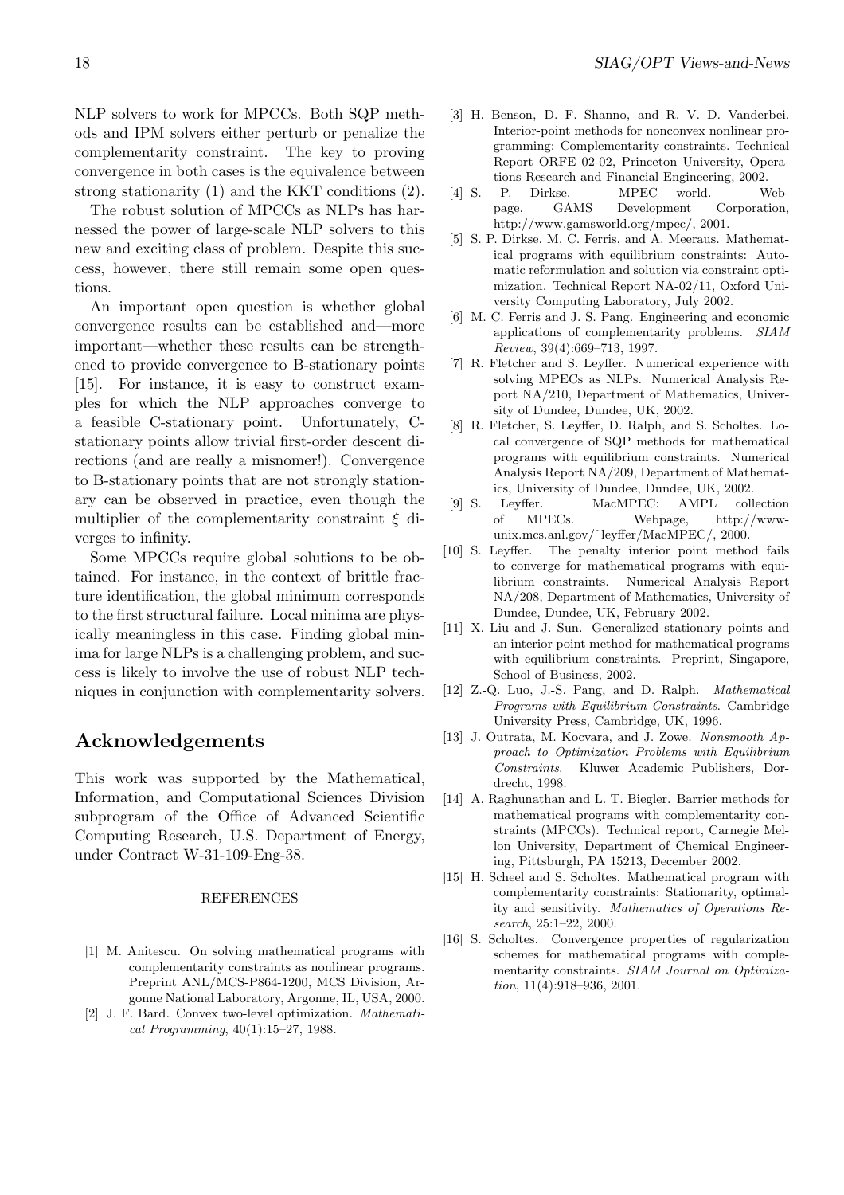NLP solvers to work for MPCCs. Both SQP methods and IPM solvers either perturb or penalize the complementarity constraint. The key to proving convergence in both cases is the equivalence between strong stationarity (1) and the KKT conditions (2).

The robust solution of MPCCs as NLPs has harnessed the power of large-scale NLP solvers to this new and exciting class of problem. Despite this success, however, there still remain some open questions.

An important open question is whether global convergence results can be established and—more important—whether these results can be strengthened to provide convergence to B-stationary points [15]. For instance, it is easy to construct examples for which the NLP approaches converge to a feasible C-stationary point. Unfortunately, C-stationary points allow trivial first-order descent directions (and are really a misnomer!). Convergence to B-stationary points that are not strongly stationary can be observed in practice, even though the multiplier of the complementarity constraint $\xi$ diverges to infinity.

Some MPCCs require global solutions to be obtained. For instance, in the context of brittle fracture identification, the global minimum corresponds to the first structural failure. Local minima are physically meaningless in this case. Finding global minima for large NLPs is a challenging problem, and success is likely to involve the use of robust NLP techniques in conjunction with complementarity solvers.

## Acknowledgements

This work was supported by the Mathematical, Information, and Computational Sciences Division subprogram of the Office of Advanced Scientific Computing Research, U.S. Department of Energy, under Contract W-31-109-Eng-38.

### REFERENCES

[1] M. Anitescu. On solving mathematical programs with complementarity constraints as nonlinear programs. Preprint ANL/MCS-P864-1200, MCS Division, Argonne National Laboratory, Argonne, IL, USA, 2000.

[2] J. F. Bard. Convex two-level optimization. *Mathematical Programming*, 40(1):15–27, 1988.

[3] H. Benson, D. F. Shanno, and R. V. D. Vanderbei. Interior-point methods for nonconvex nonlinear programming: Complementarity constraints. Technical Report ORFE 02-02, Princeton University, Operations Research and Financial Engineering, 2002.

[4] S. P. Dirkse. MPEC world. Webpage, GAMS Development Corporation, http://www.gamsworld.org/mpec/, 2001.

[5] S. P. Dirkse, M. C. Ferris, and A. Meeraus. Mathematical programs with equilibrium constraints: Automatic reformulation and solution via constraint optimization. Technical Report NA-02/11, Oxford University Computing Laboratory, July 2002.

[6] M. C. Ferris and J. S. Pang. Engineering and economic applications of complementarity problems. *SIAM Review*, 39(4):669–713, 1997.

[7] R. Fletcher and S. Leyffer. Numerical experience with solving MPECs as NLPs. Numerical Analysis Report NA/210, Department of Mathematics, University of Dundee, Dundee, UK, 2002.

[8] R. Fletcher, S. Leyffer, D. Ralph, and S. Scholtes. Local convergence of SQP methods for mathematical programs with equilibrium constraints. Numerical Analysis Report NA/209, Department of Mathematics, University of Dundee, Dundee, UK, 2002.

[9] S. Leyffer. MacMPEC: AMPL collection of MPECs. Webpage, http://www-unix.mcs.anl.gov/~leyffer/MacMPEC/, 2000.

[10] S. Leyffer. The penalty interior point method fails to converge for mathematical programs with equilibrium constraints. Numerical Analysis Report NA/208, Department of Mathematics, University of Dundee, Dundee, UK, February 2002.

[11] X. Liu and J. Sun. Generalized stationary points and an interior point method for mathematical programs with equilibrium constraints. Preprint, Singapore, School of Business, 2002.

[12] Z.-Q. Luo, J.-S. Pang, and D. Ralph. *Mathematical Programs with Equilibrium Constraints*. Cambridge University Press, Cambridge, UK, 1996.

[13] J. Outrata, M. Kocvara, and J. Zowe. *Nonsmooth Approach to Optimization Problems with Equilibrium Constraints*. Kluwer Academic Publishers, Dordrecht, 1998.

[14] A. Raghunathan and L. T. Biegler. Barrier methods for mathematical programs with complementarity constraints (MPCCs). Technical report, Carnegie Mellon University, Department of Chemical Engineering, Pittsburgh, PA 15213, December 2002.

[15] H. Scheel and S. Scholtes. Mathematical program with complementarity constraints: Stationarity, optimality and sensitivity. *Mathematics of Operations Research*, 25:1–22, 2000.

[16] S. Scholtes. Convergence properties of regularization schemes for mathematical programs with complementarity constraints. *SIAM Journal on Optimization*, 11(4):918–936, 2001.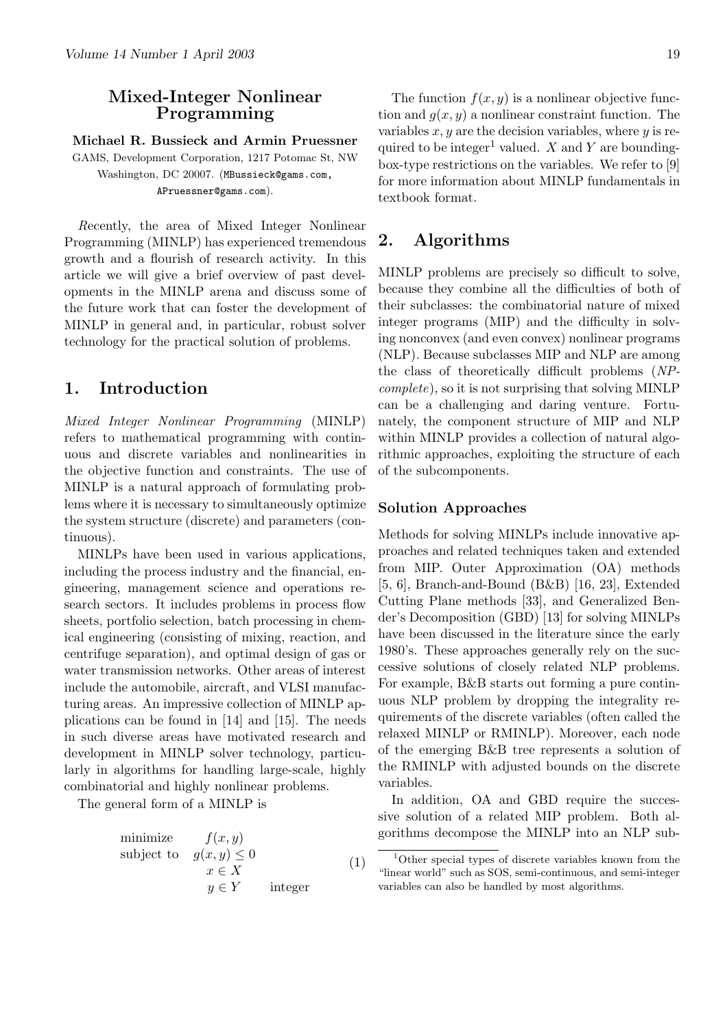## Mixed-Integer Nonlinear Programming

**Michael R. Bussieck and Armin Pruessner**

GAMS, Development Corporation, 1217 Potomac St, NW Washington, DC 20007. (MBussieck@gams.com, APruessner@gams.com).

*R*ecently, the area of Mixed Integer Nonlinear Programming (MINLP) has experienced tremendous growth and a flourish of research activity. In this article we will give a brief overview of past developments in the MINLP arena and discuss some of the future work that can foster the development of MINLP in general and, in particular, robust solver technology for the practical solution of problems.

# 1. Introduction

*Mixed Integer Nonlinear Programming* (MINLP) refers to mathematical programming with continuous and discrete variables and nonlinearities in the objective function and constraints. The use of MINLP is a natural approach of formulating problems where it is necessary to simultaneously optimize the system structure (discrete) and parameters (continuous).

MINLPs have been used in various applications, including the process industry and the financial, engineering, management science and operations research sectors. It includes problems in process flow sheets, portfolio selection, batch processing in chemical engineering (consisting of mixing, reaction, and centrifuge separation), and optimal design of gas or water transmission networks. Other areas of interest include the automobile, aircraft, and VLSI manufacturing areas. An impressive collection of MINLP applications can be found in [14] and [15]. The needs in such diverse areas have motivated research and development in MINLP solver technology, particularly in algorithms for handling large-scale, highly combinatorial and highly nonlinear problems.

The general form of a MINLP is

$$
\begin{array}{lll}
\text{minimize} & f(x,y) & \\
\text{subject to} & g(x,y) \leq 0 & \\
 & x \in X & \\
 & y \in Y & \text{integer}
\end{array} \tag{1}
$$

The function $f(x,y)$ is a nonlinear objective function and $g(x,y)$ a nonlinear constraint function. The variables $x, y$ are the decision variables, where $y$ is required to be integer[1] valued. $X$ and $Y$ are bounding-box-type restrictions on the variables. We refer to [9] for more information about MINLP fundamentals in textbook format.

# 2. Algorithms

MINLP problems are precisely so difficult to solve, because they combine all the difficulties of both of their subclasses: the combinatorial nature of mixed integer programs (MIP) and the difficulty in solving nonconvex (and even convex) nonlinear programs (NLP). Because subclasses MIP and NLP are among the class of theoretically difficult problems (*NP-complete*), so it is not surprising that solving MINLP can be a challenging and daring venture. Fortunately, the component structure of MIP and NLP within MINLP provides a collection of natural algorithmic approaches, exploiting the structure of each of the subcomponents.

### Solution Approaches

Methods for solving MINLPs include innovative approaches and related techniques taken and extended from MIP. Outer Approximation (OA) methods [5, 6], Branch-and-Bound (B&B) [16, 23], Extended Cutting Plane methods [33], and Generalized Bender's Decomposition (GBD) [13] for solving MINLPs have been discussed in the literature since the early 1980's. These approaches generally rely on the successive solutions of closely related NLP problems. For example, B&B starts out forming a pure continuous NLP problem by dropping the integrality requirements of the discrete variables (often called the relaxed MINLP or RMINLP). Moreover, each node of the emerging B&B tree represents a solution of the RMINLP with adjusted bounds on the discrete variables.

In addition, OA and GBD require the successive solution of a related MIP problem. Both algorithms decompose the MINLP into an NLP sub-

[1] Other special types of discrete variables known from the "linear world" such as SOS, semi-continuous, and semi-integer variables can also be handled by most algorithms.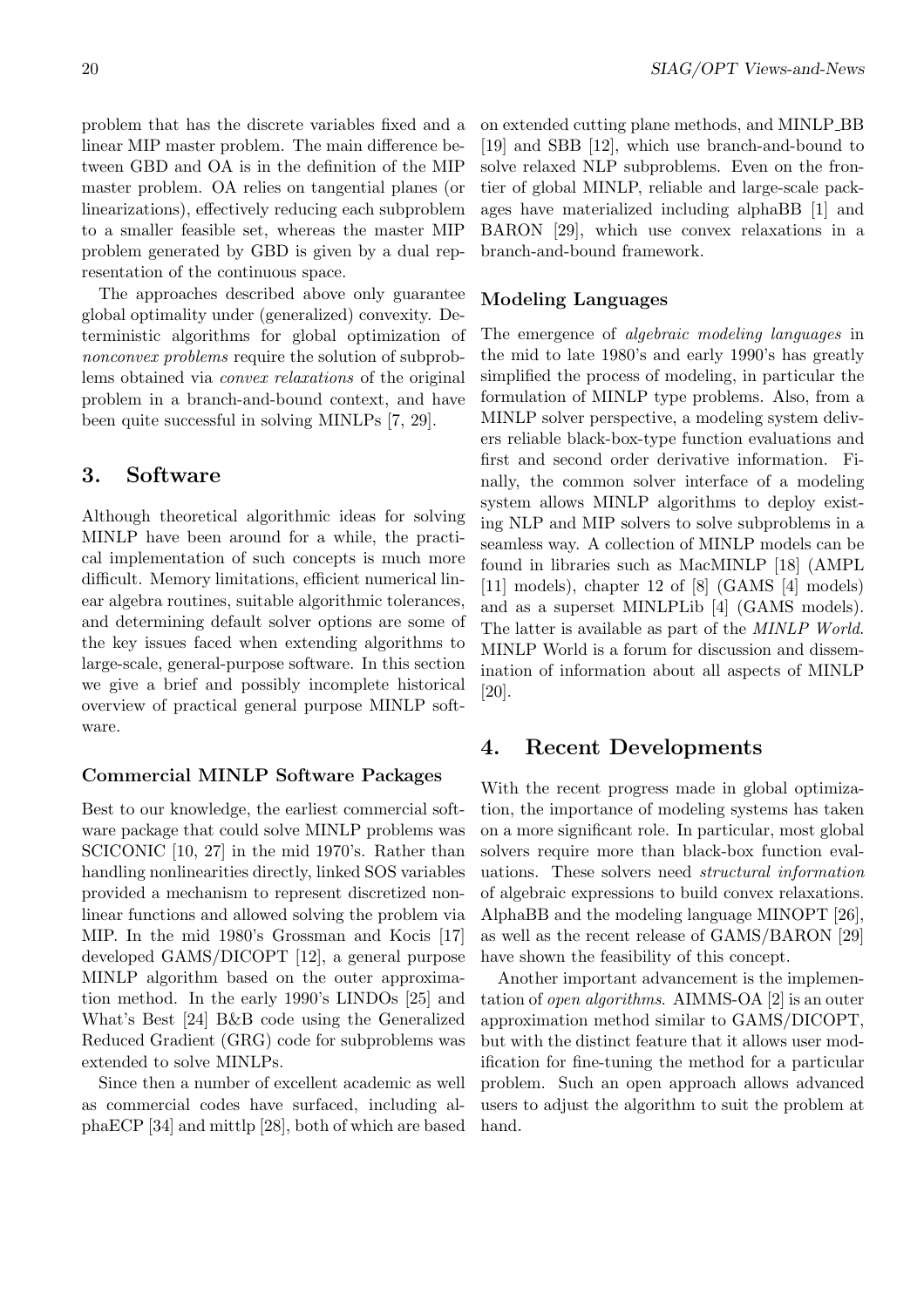problem that has the discrete variables fixed and a linear MIP master problem. The main difference between GBD and OA is in the definition of the MIP master problem. OA relies on tangential planes (or linearizations), effectively reducing each subproblem to a smaller feasible set, whereas the master MIP problem generated by GBD is given by a dual representation of the continuous space.

The approaches described above only guarantee global optimality under (generalized) convexity. Deterministic algorithms for global optimization of *nonconvex problems* require the solution of subproblems obtained via *convex relaxations* of the original problem in a branch-and-bound context, and have been quite successful in solving MINLPs [7, 29].

## 3. Software

Although theoretical algorithmic ideas for solving MINLP have been around for a while, the practical implementation of such concepts is much more difficult. Memory limitations, efficient numerical linear algebra routines, suitable algorithmic tolerances, and determining default solver options are some of the key issues faced when extending algorithms to large-scale, general-purpose software. In this section we give a brief and possibly incomplete historical overview of practical general purpose MINLP software.

### Commercial MINLP Software Packages

Best to our knowledge, the earliest commercial software package that could solve MINLP problems was SCICONIC [10, 27] in the mid 1970's. Rather than handling nonlinearities directly, linked SOS variables provided a mechanism to represent discretized nonlinear functions and allowed solving the problem via MIP. In the mid 1980's Grossman and Kocis [17] developed GAMS/DICOPT [12], a general purpose MINLP algorithm based on the outer approximation method. In the early 1990's LINDOs [25] and What's Best [24] B&B code using the Generalized Reduced Gradient (GRG) code for subproblems was extended to solve MINLPs.

Since then a number of excellent academic as well as commercial codes have surfaced, including alphaECP [34] and mittlp [28], both of which are based on extended cutting plane methods, and MINLP_BB [19] and SBB [12], which use branch-and-bound to solve relaxed NLP subproblems. Even on the frontier of global MINLP, reliable and large-scale packages have materialized including alphaBB [1] and BARON [29], which use convex relaxations in a branch-and-bound framework.

### Modeling Languages

The emergence of *algebraic modeling languages* in the mid to late 1980's and early 1990's has greatly simplified the process of modeling, in particular the formulation of MINLP type problems. Also, from a MINLP solver perspective, a modeling system delivers reliable black-box-type function evaluations and first and second order derivative information. Finally, the common solver interface of a modeling system allows MINLP algorithms to deploy existing NLP and MIP solvers to solve subproblems in a seamless way. A collection of MINLP models can be found in libraries such as MacMINLP [18] (AMPL [11] models), chapter 12 of [8] (GAMS [4] models) and as a superset MINLPLib [4] (GAMS models). The latter is available as part of the *MINLP World*. MINLP World is a forum for discussion and dissemination of information about all aspects of MINLP [20].

## 4. Recent Developments

With the recent progress made in global optimization, the importance of modeling systems has taken on a more significant role. In particular, most global solvers require more than black-box function evaluations. These solvers need *structural information* of algebraic expressions to build convex relaxations. AlphaBB and the modeling language MINOPT [26], as well as the recent release of GAMS/BARON [29] have shown the feasibility of this concept.

Another important advancement is the implementation of *open algorithms*. AIMMS-OA [2] is an outer approximation method similar to GAMS/DICOPT, but with the distinct feature that it allows user modification for fine-tuning the method for a particular problem. Such an open approach allows advanced users to adjust the algorithm to suit the problem at hand.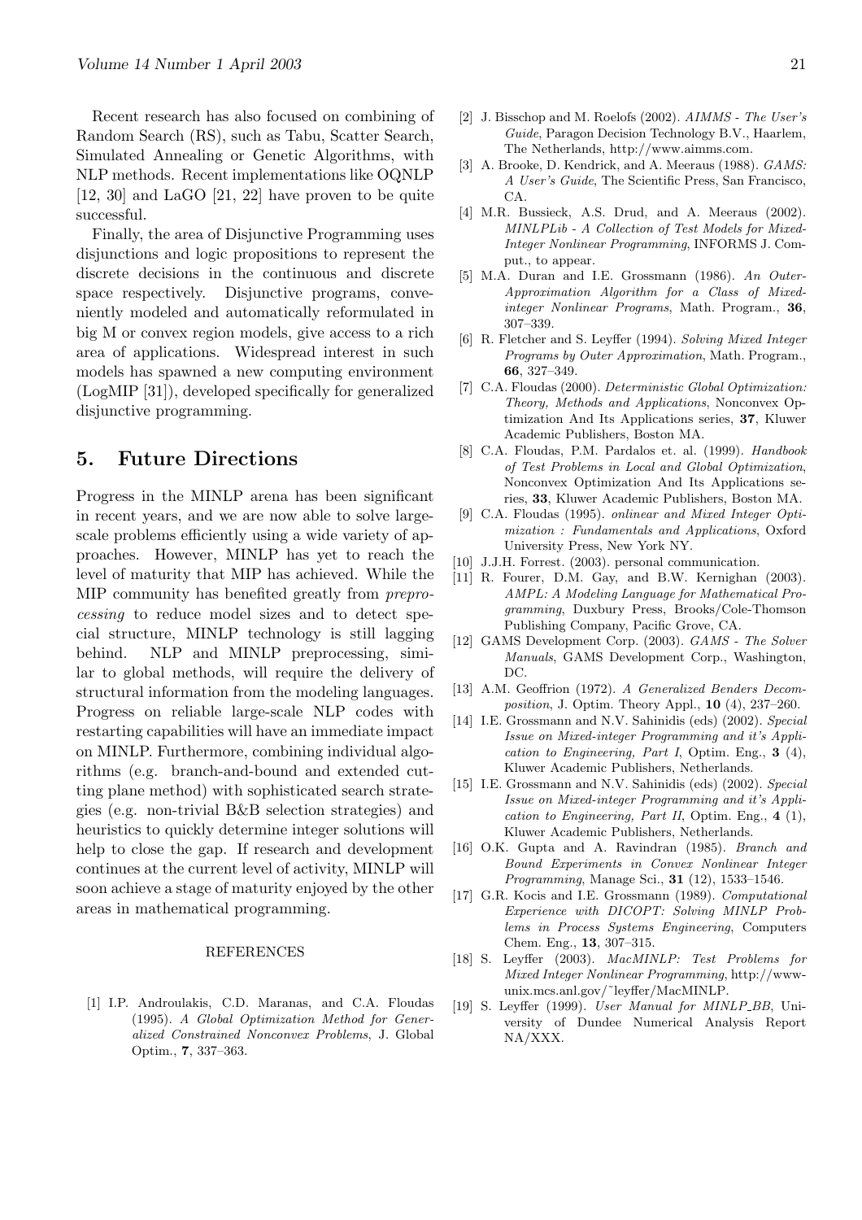Recent research has also focused on combining of Random Search (RS), such as Tabu, Scatter Search, Simulated Annealing or Genetic Algorithms, with NLP methods. Recent implementations like OQNLP [12, 30] and LaGO [21, 22] have proven to be quite successful.

Finally, the area of Disjunctive Programming uses disjunctions and logic propositions to represent the discrete decisions in the continuous and discrete space respectively. Disjunctive programs, conveniently modeled and automatically reformulated in big M or convex region models, give access to a rich area of applications. Widespread interest in such models has spawned a new computing environment (LogMIP [31]), developed specifically for generalized disjunctive programming.

## 5. Future Directions

Progress in the MINLP arena has been significant in recent years, and we are now able to solve large-scale problems efficiently using a wide variety of approaches. However, MINLP has yet to reach the level of maturity that MIP has achieved. While the MIP community has benefited greatly from *preprocessing* to reduce model sizes and to detect special structure, MINLP technology is still lagging behind. NLP and MINLP preprocessing, similar to global methods, will require the delivery of structural information from the modeling languages. Progress on reliable large-scale NLP codes with restarting capabilities will have an immediate impact on MINLP. Furthermore, combining individual algorithms (e.g. branch-and-bound and extended cutting plane method) with sophisticated search strategies (e.g. non-trivial B&B selection strategies) and heuristics to quickly determine integer solutions will help to close the gap. If research and development continues at the current level of activity, MINLP will soon achieve a stage of maturity enjoyed by the other areas in mathematical programming.

### REFERENCES

[1] I.P. Androulakis, C.D. Maranas, and C.A. Floudas (1995). *A Global Optimization Method for Generalized Constrained Nonconvex Problems*, J. Global Optim., **7**, 337–363.

[2] J. Bisschop and M. Roelofs (2002). *AIMMS - The User's Guide*, Paragon Decision Technology B.V., Haarlem, The Netherlands, http://www.aimms.com.

[3] A. Brooke, D. Kendrick, and A. Meeraus (1988). *GAMS: A User's Guide*, The Scientific Press, San Francisco, CA.

[4] M.R. Bussieck, A.S. Drud, and A. Meeraus (2002). *MINLPLib - A Collection of Test Models for Mixed-Integer Nonlinear Programming*, INFORMS J. Comput., to appear.

[5] M.A. Duran and I.E. Grossmann (1986). *An Outer-Approximation Algorithm for a Class of Mixed-integer Nonlinear Programs*, Math. Program., **36**, 307–339.

[6] R. Fletcher and S. Leyffer (1994). *Solving Mixed Integer Programs by Outer Approximation*, Math. Program., **66**, 327–349.

[7] C.A. Floudas (2000). *Deterministic Global Optimization: Theory, Methods and Applications*, Nonconvex Optimization And Its Applications series, **37**, Kluwer Academic Publishers, Boston MA.

[8] C.A. Floudas, P.M. Pardalos et. al. (1999). *Handbook of Test Problems in Local and Global Optimization*, Nonconvex Optimization And Its Applications series, **33**, Kluwer Academic Publishers, Boston MA.

[9] C.A. Floudas (1995). *onlinear and Mixed Integer Optimization : Fundamentals and Applications*, Oxford University Press, New York NY.

[10] J.J.H. Forrest. (2003). personal communication.

[11] R. Fourer, D.M. Gay, and B.W. Kernighan (2003). *AMPL: A Modeling Language for Mathematical Programming*, Duxbury Press, Brooks/Cole-Thomson Publishing Company, Pacific Grove, CA.

[12] GAMS Development Corp. (2003). *GAMS - The Solver Manuals*, GAMS Development Corp., Washington, DC.

[13] A.M. Geoffrion (1972). *A Generalized Benders Decomposition*, J. Optim. Theory Appl., **10** (4), 237–260.

[14] I.E. Grossmann and N.V. Sahinidis (eds) (2002). *Special Issue on Mixed-integer Programming and it's Application to Engineering, Part I*, Optim. Eng., **3** (4), Kluwer Academic Publishers, Netherlands.

[15] I.E. Grossmann and N.V. Sahinidis (eds) (2002). *Special Issue on Mixed-integer Programming and it's Application to Engineering, Part II*, Optim. Eng., **4** (1), Kluwer Academic Publishers, Netherlands.

[16] O.K. Gupta and A. Ravindran (1985). *Branch and Bound Experiments in Convex Nonlinear Integer Programming*, Manage Sci., **31** (12), 1533–1546.

[17] G.R. Kocis and I.E. Grossmann (1989). *Computational Experience with DICOPT: Solving MINLP Problems in Process Systems Engineering*, Computers Chem. Eng., **13**, 307–315.

[18] S. Leyffer (2003). *MacMINLP: Test Problems for Mixed Integer Nonlinear Programming*, http://www-unix.mcs.anl.gov/~leyffer/MacMINLP.

[19] S. Leyffer (1999). *User Manual for MINLP_BB*, University of Dundee Numerical Analysis Report NA/XXX.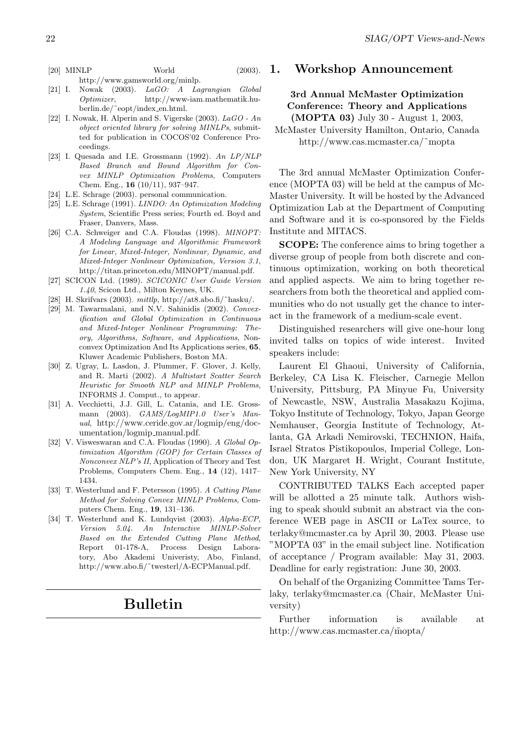[20] MINLP World (2003). http://www.gamsworld.org/minlp.

[21] I. Nowak (2003). *LaGO: A Lagrangian Global Optimizer*, http://www-iam.mathematik.hu-berlin.de/˜eopt/index_en.html.

[22] I. Nowak, H. Alperin and S. Vigerske (2003). *LaGO - An object oriented library for solving MINLPs*, submitted for publication in COCOS'02 Conference Proceedings.

[23] I. Quesada and I.E. Grossmann (1992). *An LP/NLP Based Branch and Bound Algorithm for Convex MINLP Optimization Problems*, Computers Chem. Eng., **16** (10/11), 937–947.

[24] L.E. Schrage (2003). personal communication.

[25] L.E. Schrage (1991). *LINDO: An Optimization Modeling System*, Scientific Press series; Fourth ed. Boyd and Fraser, Danvers, Mass.

[26] C.A. Schweiger and C.A. Floudas (1998). *MINOPT: A Modeling Language and Algorithmic Framework for Linear, Mixed-Integer, Nonlinear, Dynamic, and Mixed-Integer Nonlinear Optimization, Version 3.1*, http://titan.princeton.edu/MINOPT/manual.pdf.

[27] SCICON Ltd. (1989). *SCICONIC User Guide Version 1.40*, Scicon Ltd., Milton Keynes, UK.

[28] H. Skrifvars (2003). *mittlp*, http://at8.abo.fi/˜hasku/.

[29] M. Tawarmalani, and N.V. Sahinidis (2002). *Convexification and Global Optimization in Continuous and Mixed-Integer Nonlinear Programming: Theory, Algorithms, Software, and Applications*, Nonconvex Optimization And Its Applications series, **65**, Kluwer Academic Publishers, Boston MA.

[30] Z. Ugray, L. Lasdon, J. Plummer, F. Glover, J. Kelly, and R. Marti (2002). *A Multistart Scatter Search Heuristic for Smooth NLP and MINLP Problems*, INFORMS J. Comput., to appear.

[31] A. Vecchietti, J.J. Gill, L. Catania, and I.E. Grossmann (2003). *GAMS/LogMIP1.0 User's Manual*, http://www.ceride.gov.ar/logmip/eng/documentation/logmip_manual.pdf.

[32] V. Visweswaran and C.A. Floudas (1990). *A Global Optimization Algorithm (GOP) for Certain Classes of Nonconvex NLP's II*, Application of Theory and Test Problems, Computers Chem. Eng., **14** (12), 1417–1434.

[33] T. Westerlund and F. Petersson (1995). *A Cutting Plane Method for Solving Convex MINLP Problems*, Computers Chem. Eng., **19**, 131–136.

[34] T. Westerlund and K. Lundqvist (2003). *Alpha-ECP, Version 5.04. An Interactive MINLP-Solver Based on the Extended Cutting Plane Method*, Report 01-178-A, Process Design Laboratory, Abo Akademi Univeristy, Abo, Finland, http://www.abo.fi/˜twesterl/A-ECPManual.pdf.

# Bulletin

## 1. Workshop Announcement

**3rd Annual McMaster Optimization Conference: Theory and Applications (MOPTA 03)** July 30 - August 1, 2003, McMaster University Hamilton, Ontario, Canada http://www.cas.mcmaster.ca/˜mopta

The 3rd annual McMaster Optimization Conference (MOPTA 03) will be held at the campus of McMaster University. It will be hosted by the Advanced Optimization Lab at the Department of Computing and Software and it is co-sponsored by the Fields Institute and MITACS.

**SCOPE:** The conference aims to bring together a diverse group of people from both discrete and continuous optimization, working on both theoretical and applied aspects. We aim to bring together researchers from both the theoretical and applied communities who do not usually get the chance to interact in the framework of a medium-scale event.

Distinguished researchers will give one-hour long invited talks on topics of wide interest. Invited speakers include:

Laurent El Ghaoui, University of California, Berkeley, CA Lisa K. Fleischer, Carnegie Mellon University, Pittsburg, PA Minyue Fu, University of Newcastle, NSW, Australia Masakazu Kojima, Tokyo Institute of Technology, Tokyo, Japan George Nemhauser, Georgia Institute of Technology, Atlanta, GA Arkadi Nemirovski, TECHNION, Haifa, Israel Stratos Pistikopoulos, Imperial College, London, UK Margaret H. Wright, Courant Institute, New York University, NY

CONTRIBUTED TALKS Each accepted paper will be allotted a 25 minute talk. Authors wishing to speak should submit an abstract via the conference WEB page in ASCII or LaTex source, to terlaky@mcmaster.ca by April 30, 2003. Please use "MOPTA 03" in the email subject line. Notification of acceptance / Program available: May 31, 2003. Deadline for early registration: June 30, 2003.

On behalf of the Organizing Committee Tams Terlaky, terlaky@mcmaster.ca (Chair, McMaster University)

Further information is available at http://www.cas.mcmaster.ca/m̃opta/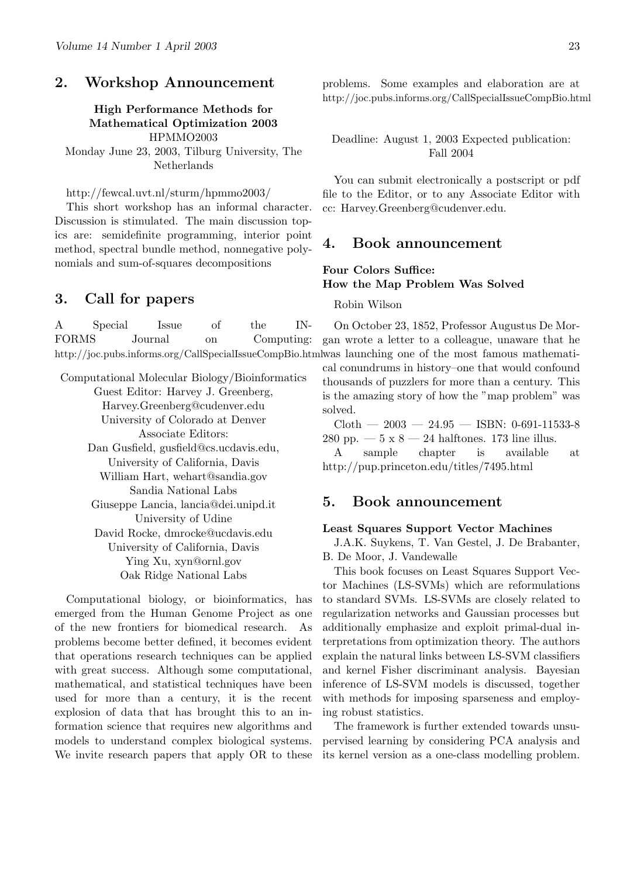## 2. Workshop Announcement

**High Performance Methods for Mathematical Optimization 2003**
HPMMO2003
Monday June 23, 2003, Tilburg University, The Netherlands

http://fewcal.uvt.nl/sturm/hpmmo2003/

This short workshop has an informal character. Discussion is stimulated. The main discussion topics are: semidefinite programming, interior point method, spectral bundle method, nonnegative polynomials and sum-of-squares decompositions

## 3. Call for papers

A Special Issue of the INFORMS Journal on Computing: http://joc.pubs.informs.org/CallSpecialIssueCompBio.html

Computational Molecular Biology/Bioinformatics
Guest Editor: Harvey J. Greenberg, Harvey.Greenberg@cudenver.edu
University of Colorado at Denver
Associate Editors:
Dan Gusfield, gusfield@cs.ucdavis.edu, University of California, Davis
William Hart, wehart@sandia.gov
Sandia National Labs
Giuseppe Lancia, lancia@dei.unipd.it
University of Udine
David Rocke, dmrocke@ucdavis.edu
University of California, Davis
Ying Xu, xyn@ornl.gov
Oak Ridge National Labs

Computational biology, or bioinformatics, has emerged from the Human Genome Project as one of the new frontiers for biomedical research. As problems become better defined, it becomes evident that operations research techniques can be applied with great success. Although some computational, mathematical, and statistical techniques have been used for more than a century, it is the recent explosion of data that has brought this to an information science that requires new algorithms and models to understand complex biological systems. We invite research papers that apply OR to these problems. Some examples and elaboration are at http://joc.pubs.informs.org/CallSpecialIssueCompBio.html

Deadline: August 1, 2003 Expected publication: Fall 2004

You can submit electronically a postscript or pdf file to the Editor, or to any Associate Editor with cc: Harvey.Greenberg@cudenver.edu.

## 4. Book announcement

**Four Colors Suffice: How the Map Problem Was Solved**

Robin Wilson

On October 23, 1852, Professor Augustus De Morgan wrote a letter to a colleague, unaware that he was launching one of the most famous mathematical conundrums in history–one that would confound thousands of puzzlers for more than a century. This is the amazing story of how the "map problem" was solved.

Cloth — 2003 — 24.95 — ISBN: 0-691-11533-8 280 pp. — 5 x 8 — 24 halftones. 173 line illus.

A sample chapter is available at http://pup.princeton.edu/titles/7495.html

## 5. Book announcement

**Least Squares Support Vector Machines**

J.A.K. Suykens, T. Van Gestel, J. De Brabanter, B. De Moor, J. Vandewalle

This book focuses on Least Squares Support Vector Machines (LS-SVMs) which are reformulations to standard SVMs. LS-SVMs are closely related to regularization networks and Gaussian processes but additionally emphasize and exploit primal-dual interpretations from optimization theory. The authors explain the natural links between LS-SVM classifiers and kernel Fisher discriminant analysis. Bayesian inference of LS-SVM models is discussed, together with methods for imposing sparseness and employing robust statistics.

The framework is further extended towards unsupervised learning by considering PCA analysis and its kernel version as a one-class modelling problem.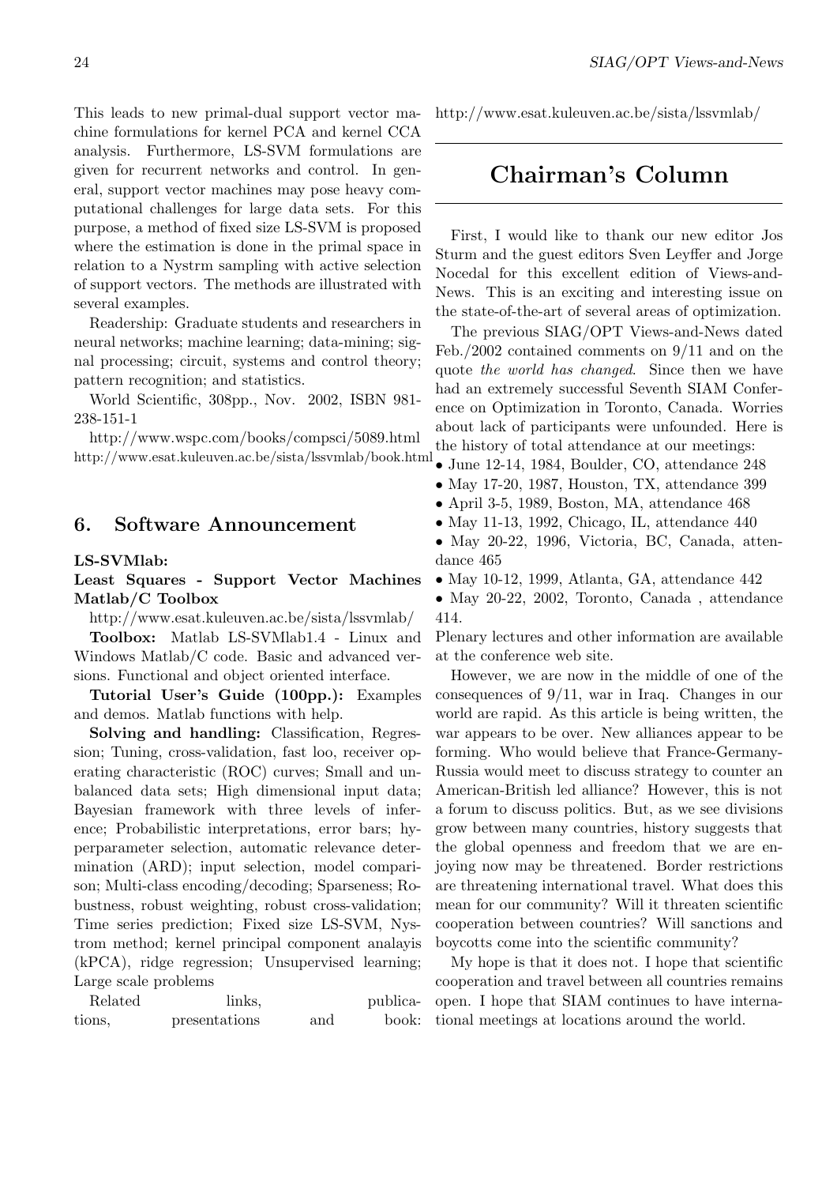This leads to new primal-dual support vector machine formulations for kernel PCA and kernel CCA analysis. Furthermore, LS-SVM formulations are given for recurrent networks and control. In general, support vector machines may pose heavy computational challenges for large data sets. For this purpose, a method of fixed size LS-SVM is proposed where the estimation is done in the primal space in relation to a Nystrm sampling with active selection of support vectors. The methods are illustrated with several examples.

Readership: Graduate students and researchers in neural networks; machine learning; data-mining; signal processing; circuit, systems and control theory; pattern recognition; and statistics.

World Scientific, 308pp., Nov. 2002, ISBN 981-238-151-1

http://www.wspc.com/books/compsci/5089.html
http://www.esat.kuleuven.ac.be/sista/lssvmlab/book.html

## 6. Software Announcement

**LS-SVMlab:**

**Least Squares - Support Vector Machines Matlab/C Toolbox**

http://www.esat.kuleuven.ac.be/sista/lssvmlab/

**Toolbox:** Matlab LS-SVMlab1.4 - Linux and Windows Matlab/C code. Basic and advanced versions. Functional and object oriented interface.

**Tutorial User's Guide (100pp.):** Examples and demos. Matlab functions with help.

**Solving and handling:** Classification, Regression; Tuning, cross-validation, fast loo, receiver operating characteristic (ROC) curves; Small and unbalanced data sets; High dimensional input data; Bayesian framework with three levels of inference; Probabilistic interpretations, error bars; hyperparameter selection, automatic relevance determination (ARD); input selection, model comparison; Multi-class encoding/decoding; Sparseness; Robustness, robust weighting, robust cross-validation; Time series prediction; Fixed size LS-SVM, Nystrom method; kernel principal component analayis (kPCA), ridge regression; Unsupervised learning; Large scale problems

Related links, publications, presentations and book: http://www.esat.kuleuven.ac.be/sista/lssvmlab/

# Chairman's Column

First, I would like to thank our new editor Jos Sturm and the guest editors Sven Leyffer and Jorge Nocedal for this excellent edition of Views-and-News. This is an exciting and interesting issue on the state-of-the-art of several areas of optimization.

The previous SIAG/OPT Views-and-News dated Feb./2002 contained comments on 9/11 and on the quote *the world has changed*. Since then we have had an extremely successful Seventh SIAM Conference on Optimization in Toronto, Canada. Worries about lack of participants were unfounded. Here is the history of total attendance at our meetings:

- June 12-14, 1984, Boulder, CO, attendance 248
- May 17-20, 1987, Houston, TX, attendance 399
- April 3-5, 1989, Boston, MA, attendance 468
- May 11-13, 1992, Chicago, IL, attendance 440
- May 20-22, 1996, Victoria, BC, Canada, attendance 465
- May 10-12, 1999, Atlanta, GA, attendance 442
- May 20-22, 2002, Toronto, Canada , attendance 414.

Plenary lectures and other information are available at the conference web site.

However, we are now in the middle of one of the consequences of 9/11, war in Iraq. Changes in our world are rapid. As this article is being written, the war appears to be over. New alliances appear to be forming. Who would believe that France-Germany-Russia would meet to discuss strategy to counter an American-British led alliance? However, this is not a forum to discuss politics. But, as we see divisions grow between many countries, history suggests that the global openness and freedom that we are enjoying now may be threatened. Border restrictions are threatening international travel. What does this mean for our community? Will it threaten scientific cooperation between countries? Will sanctions and boycotts come into the scientific community?

My hope is that it does not. I hope that scientific cooperation and travel between all countries remains open. I hope that SIAM continues to have international meetings at locations around the world.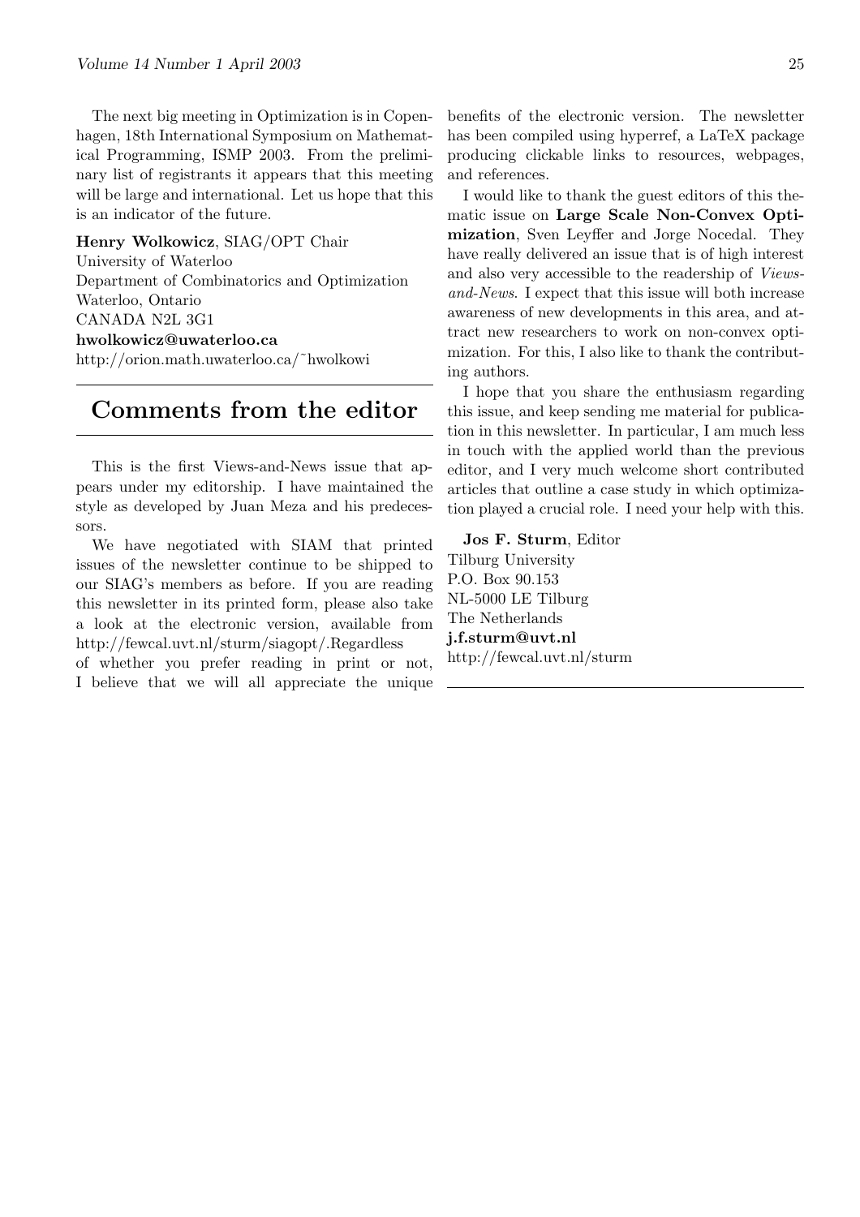The next big meeting in Optimization is in Copenhagen, 18th International Symposium on Mathematical Programming, ISMP 2003. From the preliminary list of registrants it appears that this meeting will be large and international. Let us hope that this is an indicator of the future.

**Henry Wolkowicz**, SIAG/OPT Chair
University of Waterloo
Department of Combinatorics and Optimization
Waterloo, Ontario
CANADA N2L 3G1
**hwolkowicz@uwaterloo.ca**
http://orion.math.uwaterloo.ca/~hwolkowi

## Comments from the editor

This is the first Views-and-News issue that appears under my editorship. I have maintained the style as developed by Juan Meza and his predecessors.

We have negotiated with SIAM that printed issues of the newsletter continue to be shipped to our SIAG's members as before. If you are reading this newsletter in its printed form, please also take a look at the electronic version, available from http://fewcal.uvt.nl/sturm/siagopt/.Regardless of whether you prefer reading in print or not, I believe that we will all appreciate the unique benefits of the electronic version. The newsletter has been compiled using hyperref, a LaTeX package producing clickable links to resources, webpages, and references.

I would like to thank the guest editors of this thematic issue on **Large Scale Non-Convex Optimization**, Sven Leyffer and Jorge Nocedal. They have really delivered an issue that is of high interest and also very accessible to the readership of *Views-and-News*. I expect that this issue will both increase awareness of new developments in this area, and attract new researchers to work on non-convex optimization. For this, I also like to thank the contributing authors.

I hope that you share the enthusiasm regarding this issue, and keep sending me material for publication in this newsletter. In particular, I am much less in touch with the applied world than the previous editor, and I very much welcome short contributed articles that outline a case study in which optimization played a crucial role. I need your help with this.

**Jos F. Sturm**, Editor
Tilburg University
P.O. Box 90.153
NL-5000 LE Tilburg
The Netherlands
**j.f.sturm@uvt.nl**
http://fewcal.uvt.nl/sturm